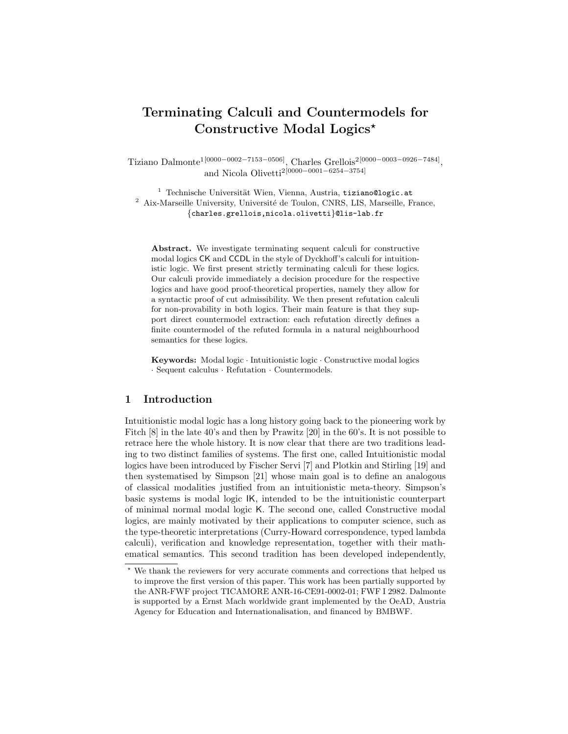# Terminating Calculi and Countermodels for Constructive Modal Logics*

Tiziano Dalmonte[1][0000−0002−7153−0506], Charles Grellois[2][0000−0003−0926−7484], and Nicola Olivetti[2][0000−0001−6254−3754]

[1] Technische Universität Wien, Vienna, Austria, tiziano@logic.at
[2] Aix-Marseille University, Université de Toulon, CNRS, LIS, Marseille, France, {charles.grellois,nicola.olivetti}@lis-lab.fr

**Abstract.** We investigate terminating sequent calculi for constructive modal logics CK and CCDL in the style of Dyckhoff's calculi for intuitionistic logic. We first present strictly terminating calculi for these logics. Our calculi provide immediately a decision procedure for the respective logics and have good proof-theoretical properties, namely they allow for a syntactic proof of cut admissibility. We then present refutation calculi for non-provability in both logics. Their main feature is that they support direct countermodel extraction: each refutation directly defines a finite countermodel of the refuted formula in a natural neighbourhood semantics for these logics.

**Keywords:** Modal logic · Intuitionistic logic · Constructive modal logics · Sequent calculus · Refutation · Countermodels.

## 1 Introduction

Intuitionistic modal logic has a long history going back to the pioneering work by Fitch [8] in the late 40's and then by Prawitz [20] in the 60's. It is not possible to retrace here the whole history. It is now clear that there are two traditions leading to two distinct families of systems. The first one, called Intuitionistic modal logics have been introduced by Fischer Servi [7] and Plotkin and Stirling [19] and then systematised by Simpson [21] whose main goal is to define an analogous of classical modalities justified from an intuitionistic meta-theory. Simpson's basic systems is modal logic IK, intended to be the intuitionistic counterpart of minimal normal modal logic K. The second one, called Constructive modal logics, are mainly motivated by their applications to computer science, such as the type-theoretic interpretations (Curry-Howard correspondence, typed lambda calculi), verification and knowledge representation, together with their mathematical semantics. This second tradition has been developed independently,

* We thank the reviewers for very accurate comments and corrections that helped us to improve the first version of this paper. This work has been partially supported by the ANR-FWF project TICAMORE ANR-16-CE91-0002-01; FWF I 2982. Dalmonte is supported by a Ernst Mach worldwide grant implemented by the OeAD, Austria Agency for Education and Internationalisation, and financed by BMBWF.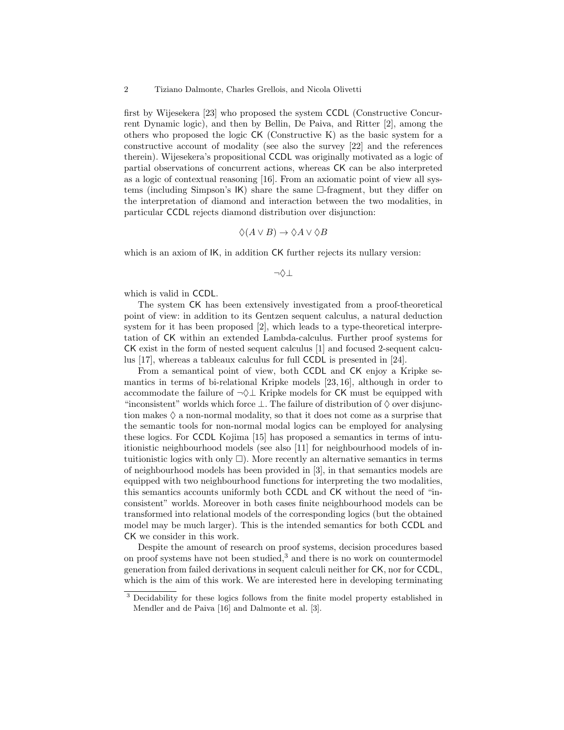first by Wijesekera [23] who proposed the system CCDL (Constructive Concurrent Dynamic logic), and then by Bellin, De Paiva, and Ritter [2], among the others who proposed the logic CK (Constructive K) as the basic system for a constructive account of modality (see also the survey [22] and the references therein). Wijesekera's propositional CCDL was originally motivated as a logic of partial observations of concurrent actions, whereas CK can be also interpreted as a logic of contextual reasoning [16]. From an axiomatic point of view all systems (including Simpson's IK) share the same $\Box$-fragment, but they differ on the interpretation of diamond and interaction between the two modalities, in particular CCDL rejects diamond distribution over disjunction:

$$\Diamond(A \vee B) \to \Diamond A \vee \Diamond B$$

which is an axiom of IK, in addition CK further rejects its nullary version:

$$\neg\Diamond\bot$$

which is valid in CCDL.

The system CK has been extensively investigated from a proof-theoretical point of view: in addition to its Gentzen sequent calculus, a natural deduction system for it has been proposed [2], which leads to a type-theoretical interpretation of CK within an extended Lambda-calculus. Further proof systems for CK exist in the form of nested sequent calculus [1] and focused 2-sequent calculus [17], whereas a tableaux calculus for full CCDL is presented in [24].

From a semantical point of view, both CCDL and CK enjoy a Kripke semantics in terms of bi-relational Kripke models [23, 16], although in order to accommodate the failure of $\neg\Diamond\bot$ Kripke models for CK must be equipped with "inconsistent" worlds which force $\bot$. The failure of distribution of $\Diamond$ over disjunction makes $\Diamond$ a non-normal modality, so that it does not come as a surprise that the semantic tools for non-normal modal logics can be employed for analysing these logics. For CCDL Kojima [15] has proposed a semantics in terms of intuitionistic neighbourhood models (see also [11] for neighbourhood models of intuitionistic logics with only $\Box$). More recently an alternative semantics in terms of neighbourhood models has been provided in [3], in that semantics models are equipped with two neighbourhood functions for interpreting the two modalities, this semantics accounts uniformly both CCDL and CK without the need of "inconsistent" worlds. Moreover in both cases finite neighbourhood models can be transformed into relational models of the corresponding logics (but the obtained model may be much larger). This is the intended semantics for both CCDL and CK we consider in this work.

Despite the amount of research on proof systems, decision procedures based on proof systems have not been studied,[3] and there is no work on countermodel generation from failed derivations in sequent calculi neither for CK, nor for CCDL, which is the aim of this work. We are interested here in developing terminating

[3] Decidability for these logics follows from the finite model property established in Mendler and de Paiva [16] and Dalmonte et al. [3].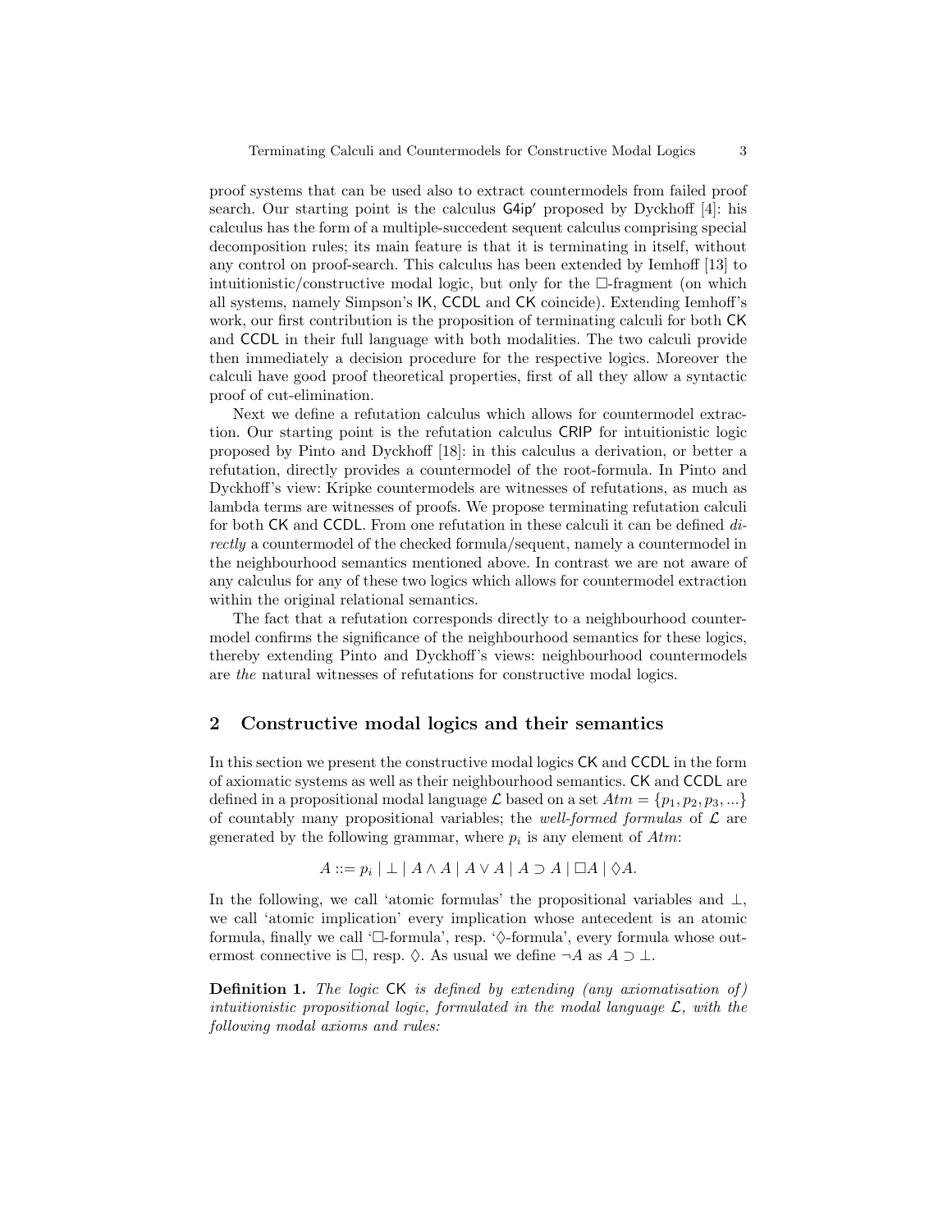proof systems that can be used also to extract countermodels from failed proof search. Our starting point is the calculus G4ip′ proposed by Dyckhoff [4]: his calculus has the form of a multiple-succedent sequent calculus comprising special decomposition rules; its main feature is that it is terminating in itself, without any control on proof-search. This calculus has been extended by Iemhoff [13] to intuitionistic/constructive modal logic, but only for the $\Box$-fragment (on which all systems, namely Simpson's IK, CCDL and CK coincide). Extending Iemhoff's work, our first contribution is the proposition of terminating calculi for both CK and CCDL in their full language with both modalities. The two calculi provide then immediately a decision procedure for the respective logics. Moreover the calculi have good proof theoretical properties, first of all they allow a syntactic proof of cut-elimination.

Next we define a refutation calculus which allows for countermodel extraction. Our starting point is the refutation calculus CRIP for intuitionistic logic proposed by Pinto and Dyckhoff [18]: in this calculus a derivation, or better a refutation, directly provides a countermodel of the root-formula. In Pinto and Dyckhoff's view: Kripke countermodels are witnesses of refutations, as much as lambda terms are witnesses of proofs. We propose terminating refutation calculi for both CK and CCDL. From one refutation in these calculi it can be defined *directly* a countermodel of the checked formula/sequent, namely a countermodel in the neighbourhood semantics mentioned above. In contrast we are not aware of any calculus for any of these two logics which allows for countermodel extraction within the original relational semantics.

The fact that a refutation corresponds directly to a neighbourhood countermodel confirms the significance of the neighbourhood semantics for these logics, thereby extending Pinto and Dyckhoff's views: neighbourhood countermodels are *the* natural witnesses of refutations for constructive modal logics.

## 2 Constructive modal logics and their semantics

In this section we present the constructive modal logics CK and CCDL in the form of axiomatic systems as well as their neighbourhood semantics. CK and CCDL are defined in a propositional modal language $\mathcal{L}$ based on a set $Atm = \{p_1, p_2, p_3, ...\}$ of countably many propositional variables; the *well-formed formulas* of $\mathcal{L}$ are generated by the following grammar, where $p_i$ is any element of $Atm$:

$$A ::= p_i \mid \bot \mid A \wedge A \mid A \vee A \mid A \supset A \mid \Box A \mid \Diamond A.$$

In the following, we call 'atomic formulas' the propositional variables and $\bot$, we call 'atomic implication' every implication whose antecedent is an atomic formula, finally we call '$\Box$-formula', resp. '$\Diamond$-formula', every formula whose outermost connective is $\Box$, resp. $\Diamond$. As usual we define $\neg A$ as $A \supset \bot$.

**Definition 1.** *The logic* CK *is defined by extending (any axiomatisation of) intuitionistic propositional logic, formulated in the modal language $\mathcal{L}$, with the following modal axioms and rules:*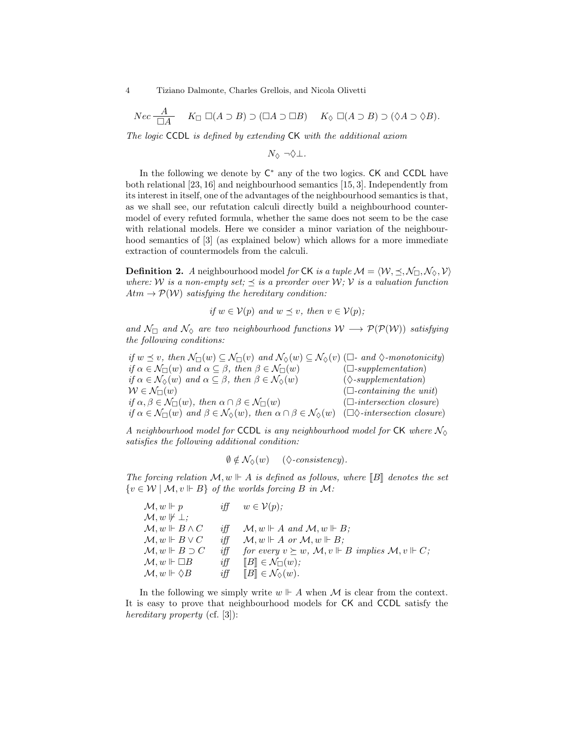$$Nec \frac{A}{\Box A} \qquad K_\Box \ \Box(A \supset B) \supset (\Box A \supset \Box B) \qquad K_\Diamond \ \Box(A \supset B) \supset (\Diamond A \supset \Diamond B).$$

*The logic* CCDL *is defined by extending* CK *with the additional axiom*

$$N_\Diamond \ \neg\Diamond\bot.$$

In the following we denote by $\mathsf{C}^*$ any of the two logics. CK and CCDL have both relational [23, 16] and neighbourhood semantics [15, 3]. Independently from its interest in itself, one of the advantages of the neighbourhood semantics is that, as we shall see, our refutation calculi directly build a neighbourhood countermodel of every refuted formula, whether the same does not seem to be the case with relational models. Here we consider a minor variation of the neighbourhood semantics of [3] (as explained below) which allows for a more immediate extraction of countermodels from the calculi.

**Definition 2.** *A* neighbourhood model *for* CK *is a tuple* $\mathcal{M} = \langle \mathcal{W}, \preceq, \mathcal{N}_\Box, \mathcal{N}_\Diamond, \mathcal{V} \rangle$ *where:* $\mathcal{W}$ *is a non-empty set;* $\preceq$ *is a preorder over* $\mathcal{W}$*;* $\mathcal{V}$ *is a valuation function* $Atm \to \mathcal{P}(\mathcal{W})$ *satisfying the hereditary condition:*

$$\textit{if } w \in \mathcal{V}(p) \textit{ and } w \preceq v, \textit{ then } v \in \mathcal{V}(p);$$

*and* $\mathcal{N}_\Box$ *and* $\mathcal{N}_\Diamond$ *are two neighbourhood functions* $\mathcal{W} \longrightarrow \mathcal{P}(\mathcal{P}(\mathcal{W}))$ *satisfying the following conditions:*

| | |
|---|---|
| *if* $w \preceq v$, *then* $\mathcal{N}_\Box(w) \subseteq \mathcal{N}_\Box(v)$ *and* $\mathcal{N}_\Diamond(w) \subseteq \mathcal{N}_\Diamond(v)$ | ($\Box$- *and* $\Diamond$-*monotonicity*) |
| *if* $\alpha \in \mathcal{N}_\Box(w)$ *and* $\alpha \subseteq \beta$, *then* $\beta \in \mathcal{N}_\Box(w)$ | ($\Box$-*supplementation*) |
| *if* $\alpha \in \mathcal{N}_\Diamond(w)$ *and* $\alpha \subseteq \beta$, *then* $\beta \in \mathcal{N}_\Diamond(w)$ | ($\Diamond$-*supplementation*) |
| $\mathcal{W} \in \mathcal{N}_\Box(w)$ | ($\Box$-*containing the unit*) |
| *if* $\alpha, \beta \in \mathcal{N}_\Box(w)$, *then* $\alpha \cap \beta \in \mathcal{N}_\Box(w)$ | ($\Box$-*intersection closure*) |
| *if* $\alpha \in \mathcal{N}_\Box(w)$ *and* $\beta \in \mathcal{N}_\Diamond(w)$, *then* $\alpha \cap \beta \in \mathcal{N}_\Diamond(w)$ | ($\Box\Diamond$-*intersection closure*) |

*A neighbourhood model for* CCDL *is any neighbourhood model for* CK *where* $\mathcal{N}_\Diamond$ *satisfies the following additional condition:*

$$\emptyset \notin \mathcal{N}_\Diamond(w) \qquad (\Diamond\textit{-consistency}).$$

*The forcing relation* $\mathcal{M}, w \Vdash A$ *is defined as follows, where* $[\![B]\!]$ *denotes the set* $\{v \in \mathcal{W} \mid \mathcal{M}, v \Vdash B\}$ *of the worlds forcing* $B$ *in* $\mathcal{M}$*:*

| | | |
|---|---|---|
| $\mathcal{M}, w \Vdash p$ | *iff* | $w \in \mathcal{V}(p)$; |
| $\mathcal{M}, w \not\Vdash \bot$; | | |
| $\mathcal{M}, w \Vdash B \wedge C$ | *iff* | $\mathcal{M}, w \Vdash A$ *and* $\mathcal{M}, w \Vdash B$; |
| $\mathcal{M}, w \Vdash B \vee C$ | *iff* | $\mathcal{M}, w \Vdash A$ *or* $\mathcal{M}, w \Vdash B$; |
| $\mathcal{M}, w \Vdash B \supset C$ | *iff* | *for every* $v \succeq w$, $\mathcal{M}, v \Vdash B$ *implies* $\mathcal{M}, v \Vdash C$; |
| $\mathcal{M}, w \Vdash \Box B$ | *iff* | $[\![B]\!] \in \mathcal{N}_\Box(w)$; |
| $\mathcal{M}, w \Vdash \Diamond B$ | *iff* | $[\![B]\!] \in \mathcal{N}_\Diamond(w)$. |

In the following we simply write $w \Vdash A$ when $\mathcal{M}$ is clear from the context. It is easy to prove that neighbourhood models for CK and CCDL satisfy the *hereditary property* (cf. [3]):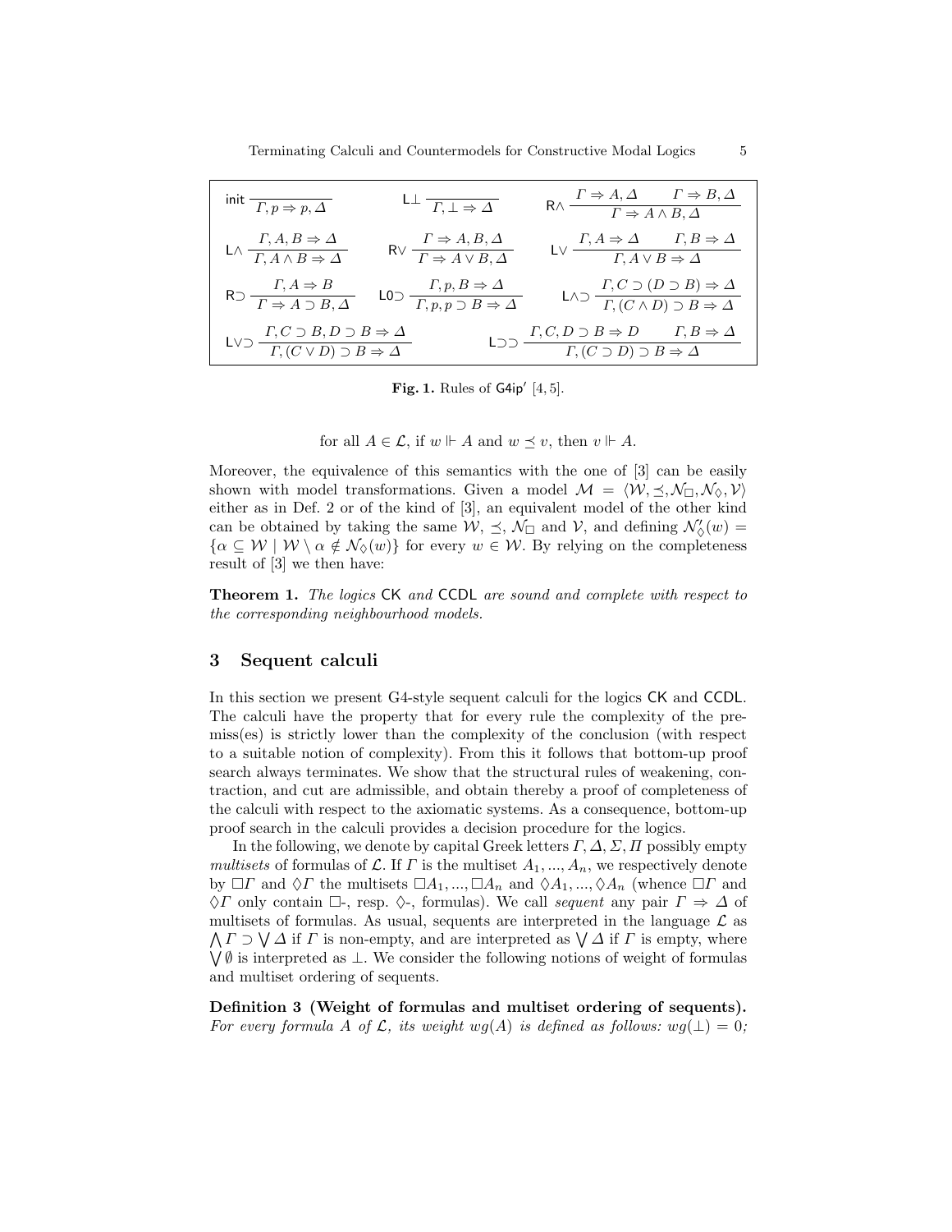$$\text{init}\ \frac{}{\Gamma, p \Rightarrow p, \Delta} \qquad \text{L}\bot\ \frac{}{\Gamma, \bot \Rightarrow \Delta} \qquad \text{R}\wedge\ \frac{\Gamma \Rightarrow A, \Delta \quad \Gamma \Rightarrow B, \Delta}{\Gamma \Rightarrow A \wedge B, \Delta}$$

$$\text{L}\wedge\ \frac{\Gamma, A, B \Rightarrow \Delta}{\Gamma, A \wedge B \Rightarrow \Delta} \qquad \text{R}\vee\ \frac{\Gamma \Rightarrow A, B, \Delta}{\Gamma \Rightarrow A \vee B, \Delta} \qquad \text{L}\vee\ \frac{\Gamma, A \Rightarrow \Delta \quad \Gamma, B \Rightarrow \Delta}{\Gamma, A \vee B \Rightarrow \Delta}$$

$$\text{R}\supset\ \frac{\Gamma, A \Rightarrow B}{\Gamma \Rightarrow A \supset B, \Delta} \qquad \text{L0}\supset\ \frac{\Gamma, p, B \Rightarrow \Delta}{\Gamma, p, p \supset B \Rightarrow \Delta} \qquad \text{L}\wedge\supset\ \frac{\Gamma, C \supset (D \supset B) \Rightarrow \Delta}{\Gamma, (C \wedge D) \supset B \Rightarrow \Delta}$$

$$\text{L}\vee\supset\ \frac{\Gamma, C \supset B, D \supset B \Rightarrow \Delta}{\Gamma, (C \vee D) \supset B \Rightarrow \Delta} \qquad \text{L}\supset\supset\ \frac{\Gamma, C, D \supset B \Rightarrow D \quad \Gamma, B \Rightarrow \Delta}{\Gamma, (C \supset D) \supset B \Rightarrow \Delta}$$

**Fig. 1.** Rules of $\mathsf{G4ip'}$ [4, 5].

$$\text{for all } A \in \mathcal{L}, \text{ if } w \Vdash A \text{ and } w \preceq v, \text{ then } v \Vdash A.$$

Moreover, the equivalence of this semantics with the one of [3] can be easily shown with model transformations. Given a model $\mathcal{M} = \langle \mathcal{W}, \preceq, \mathcal{N}_\Box, \mathcal{N}_\Diamond, \mathcal{V} \rangle$ either as in Def. 2 or of the kind of [3], an equivalent model of the other kind can be obtained by taking the same $\mathcal{W}$, $\preceq$, $\mathcal{N}_\Box$ and $\mathcal{V}$, and defining $\mathcal{N}'_\Diamond(w) = \{\alpha \subseteq \mathcal{W} \mid \mathcal{W} \setminus \alpha \notin \mathcal{N}_\Diamond(w)\}$ for every $w \in \mathcal{W}$. By relying on the completeness result of [3] we then have:

**Theorem 1.** *The logics* CK *and* CCDL *are sound and complete with respect to the corresponding neighbourhood models.*

## 3 Sequent calculi

In this section we present G4-style sequent calculi for the logics CK and CCDL. The calculi have the property that for every rule the complexity of the premiss(es) is strictly lower than the complexity of the conclusion (with respect to a suitable notion of complexity). From this it follows that bottom-up proof search always terminates. We show that the structural rules of weakening, contraction, and cut are admissible, and obtain thereby a proof of completeness of the calculi with respect to the axiomatic systems. As a consequence, bottom-up proof search in the calculi provides a decision procedure for the logics.

In the following, we denote by capital Greek letters $\Gamma, \Delta, \Sigma, \Pi$ possibly empty *multisets* of formulas of $\mathcal{L}$. If $\Gamma$ is the multiset $A_1, ..., A_n$, we respectively denote by $\Box\Gamma$ and $\Diamond\Gamma$ the multisets $\Box A_1, ..., \Box A_n$ and $\Diamond A_1, ..., \Diamond A_n$ (whence $\Box\Gamma$ and $\Diamond\Gamma$ only contain $\Box$-, resp. $\Diamond$-, formulas). We call *sequent* any pair $\Gamma \Rightarrow \Delta$ of multisets of formulas. As usual, sequents are interpreted in the language $\mathcal{L}$ as $\bigwedge \Gamma \supset \bigvee \Delta$ if $\Gamma$ is non-empty, and are interpreted as $\bigvee \Delta$ if $\Gamma$ is empty, where $\bigvee \emptyset$ is interpreted as $\bot$. We consider the following notions of weight of formulas and multiset ordering of sequents.

**Definition 3 (Weight of formulas and multiset ordering of sequents).** *For every formula $A$ of $\mathcal{L}$, its weight $wg(A)$ is defined as follows: $wg(\bot) = 0$;*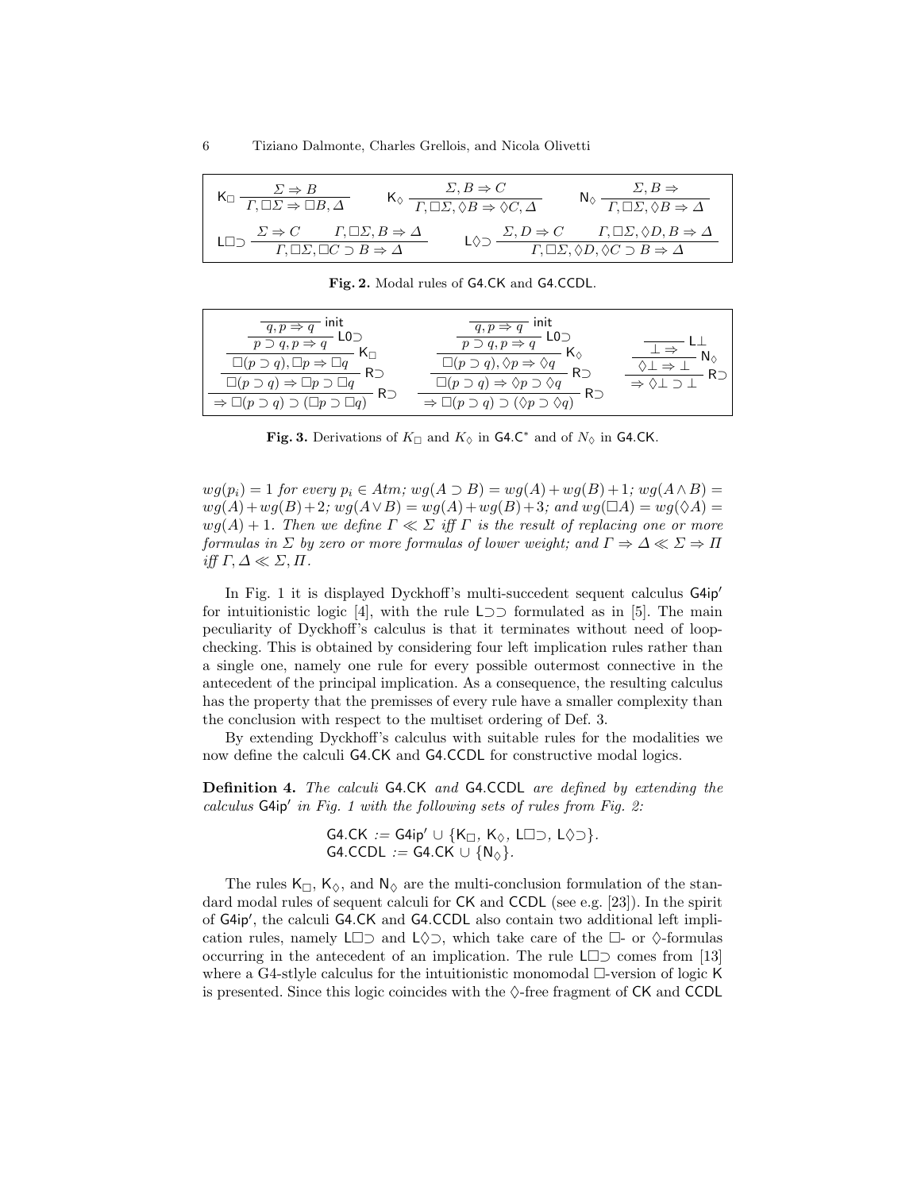$$\mathsf{K}_\Box \ \frac{\Sigma \Rightarrow B}{\Gamma, \Box\Sigma \Rightarrow \Box B, \Delta} \qquad \mathsf{K}_\Diamond \ \frac{\Sigma, B \Rightarrow C}{\Gamma, \Box\Sigma, \Diamond B \Rightarrow \Diamond C, \Delta} \qquad \mathsf{N}_\Diamond \ \frac{\Sigma, B \Rightarrow}{\Gamma, \Box\Sigma, \Diamond B \Rightarrow \Delta}$$

$$\mathsf{L}\Box\supset \ \frac{\Sigma \Rightarrow C \qquad \Gamma, \Box\Sigma, B \Rightarrow \Delta}{\Gamma, \Box\Sigma, \Box C \supset B \Rightarrow \Delta} \qquad \mathsf{L}\Diamond\supset \ \frac{\Sigma, D \Rightarrow C \qquad \Gamma, \Box\Sigma, \Diamond D, B \Rightarrow \Delta}{\Gamma, \Box\Sigma, \Diamond D, \Diamond C \supset B \Rightarrow \Delta}$$

**Fig. 2.** Modal rules of G4.CK and G4.CCDL.

$$\dfrac{\dfrac{\dfrac{\dfrac{\dfrac{}{q, p \Rightarrow q}\ \mathsf{init}}{p \supset q, p \Rightarrow q}\ \mathsf{L0}\supset}{\Box(p \supset q), \Box p \Rightarrow \Box q}\ \mathsf{K}_\Box}{\Box(p \supset q) \Rightarrow \Box p \supset \Box q}\ \mathsf{R}\supset}{\Rightarrow \Box(p \supset q) \supset (\Box p \supset \Box q)}\ \mathsf{R}\supset \qquad \dfrac{\dfrac{\dfrac{\dfrac{\dfrac{}{q, p \Rightarrow q}\ \mathsf{init}}{p \supset q, p \Rightarrow q}\ \mathsf{L0}\supset}{\Box(p \supset q), \Diamond p \Rightarrow \Diamond q}\ \mathsf{K}_\Diamond}{\Box(p \supset q) \Rightarrow \Diamond p \supset \Diamond q}\ \mathsf{R}\supset}{\Rightarrow \Box(p \supset q) \supset (\Diamond p \supset \Diamond q)}\ \mathsf{R}\supset \qquad \dfrac{\dfrac{\dfrac{}{\bot \Rightarrow}\ \mathsf{L}\bot}{\Diamond\bot \Rightarrow \bot}\ \mathsf{N}_\Diamond}{\Rightarrow \Diamond\bot \supset \bot}\ \mathsf{R}\supset$$

**Fig. 3.** Derivations of $K_\Box$ and $K_\Diamond$ in G4.C* and of $N_\Diamond$ in G4.CK.

*$wg(p_i) = 1$ for every $p_i \in Atm$; $wg(A \supset B) = wg(A) + wg(B) + 1$; $wg(A \wedge B) = wg(A) + wg(B) + 2$; $wg(A \vee B) = wg(A) + wg(B) + 3$; and $wg(\Box A) = wg(\Diamond A) = wg(A) + 1$. Then we define $\Gamma \ll \Sigma$ iff $\Gamma$ is the result of replacing one or more formulas in $\Sigma$ by zero or more formulas of lower weight; and $\Gamma \Rightarrow \Delta \ll \Sigma \Rightarrow \Pi$ iff $\Gamma, \Delta \ll \Sigma, \Pi$.*

In Fig. 1 it is displayed Dyckhoff's multi-succedent sequent calculus G4ip′ for intuitionistic logic [4], with the rule $\mathsf{L}\supset\supset$ formulated as in [5]. The main peculiarity of Dyckhoff's calculus is that it terminates without need of loop-checking. This is obtained by considering four left implication rules rather than a single one, namely one rule for every possible outermost connective in the antecedent of the principal implication. As a consequence, the resulting calculus has the property that the premisses of every rule have a smaller complexity than the conclusion with respect to the multiset ordering of Def. 3.

By extending Dyckhoff's calculus with suitable rules for the modalities we now define the calculi G4.CK and G4.CCDL for constructive modal logics.

**Definition 4.** *The calculi* G4.CK *and* G4.CCDL *are defined by extending the calculus* G4ip′ *in Fig. 1 with the following sets of rules from Fig. 2:*

$$\text{G4.CK} := \text{G4ip}' \cup \{\mathsf{K}_\Box,\ \mathsf{K}_\Diamond,\ \mathsf{L}\Box\supset,\ \mathsf{L}\Diamond\supset\}.$$
$$\text{G4.CCDL} := \text{G4.CK} \cup \{\mathsf{N}_\Diamond\}.$$

The rules $\mathsf{K}_\Box$, $\mathsf{K}_\Diamond$, and $\mathsf{N}_\Diamond$ are the multi-conclusion formulation of the standard modal rules of sequent calculi for CK and CCDL (see e.g. [23]). In the spirit of G4ip′, the calculi G4.CK and G4.CCDL also contain two additional left implication rules, namely $\mathsf{L}\Box\supset$ and $\mathsf{L}\Diamond\supset$, which take care of the $\Box$- or $\Diamond$-formulas occurring in the antecedent of an implication. The rule $\mathsf{L}\Box\supset$ comes from [13] where a G4-stlyle calculus for the intuitionistic monomodal $\Box$-version of logic K is presented. Since this logic coincides with the $\Diamond$-free fragment of CK and CCDL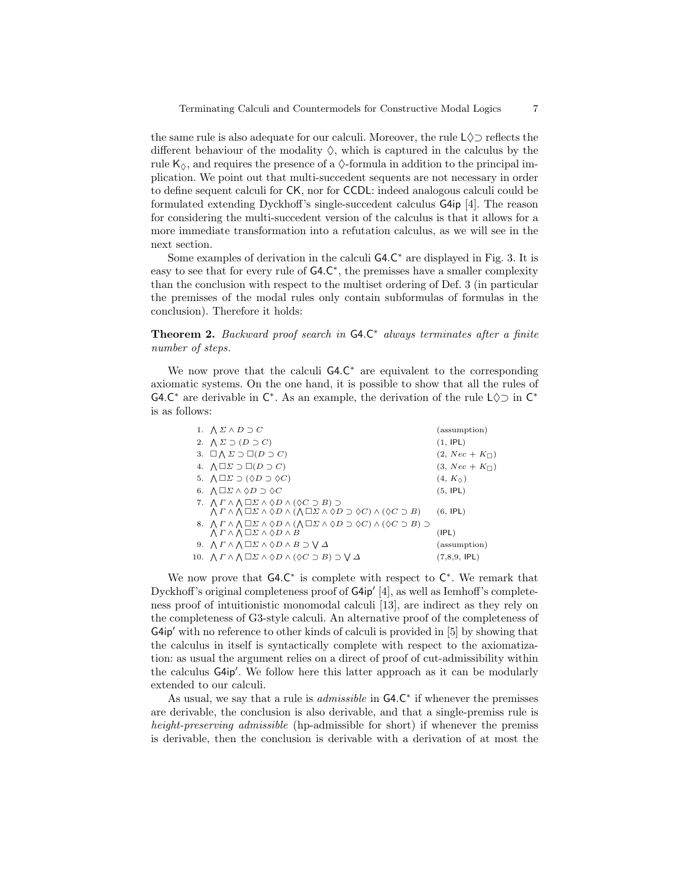the same rule is also adequate for our calculi. Moreover, the rule $\mathsf{L}\Diamond\supset$ reflects the different behaviour of the modality $\Diamond$, which is captured in the calculus by the rule $\mathsf{K}_\Diamond$, and requires the presence of a $\Diamond$-formula in addition to the principal implication. We point out that multi-succedent sequents are not necessary in order to define sequent calculi for CK, nor for CCDL: indeed analogous calculi could be formulated extending Dyckhoff's single-succedent calculus G4ip [4]. The reason for considering the multi-succedent version of the calculus is that it allows for a more immediate transformation into a refutation calculus, as we will see in the next section.

Some examples of derivation in the calculi $\mathsf{G4.C}^*$ are displayed in Fig. 3. It is easy to see that for every rule of $\mathsf{G4.C}^*$, the premisses have a smaller complexity than the conclusion with respect to the multiset ordering of Def. 3 (in particular the premisses of the modal rules only contain subformulas of formulas in the conclusion). Therefore it holds:

**Theorem 2.** *Backward proof search in* $\mathsf{G4.C}^*$ *always terminates after a finite number of steps.*

We now prove that the calculi $\mathsf{G4.C}^*$ are equivalent to the corresponding axiomatic systems. On the one hand, it is possible to show that all the rules of $\mathsf{G4.C}^*$ are derivable in $\mathsf{C}^*$. As an example, the derivation of the rule $\mathsf{L}\Diamond\supset$ in $\mathsf{C}^*$ is as follows:

| | | |
|---|---|---|
| 1. | $\bigwedge \Sigma \wedge D \supset C$ | (assumption) |
| 2. | $\bigwedge \Sigma \supset (D \supset C)$ | (1, IPL) |
| 3. | $\Box \bigwedge \Sigma \supset \Box(D \supset C)$ | (2, $Nec + K_\Box$) |
| 4. | $\bigwedge \Box\Sigma \supset \Box(D \supset C)$ | (3, $Nec + K_\Box$) |
| 5. | $\bigwedge \Box\Sigma \supset (\Diamond D \supset \Diamond C)$ | (4, $K_\Diamond$) |
| 6. | $\bigwedge \Box\Sigma \wedge \Diamond D \supset \Diamond C$ | (5, IPL) |
| 7. | $\bigwedge \Gamma \wedge \bigwedge \Box\Sigma \wedge \Diamond D \wedge (\Diamond C \supset B) \supset$ $\bigwedge \Gamma \wedge \bigwedge \Box\Sigma \wedge \Diamond D \wedge (\bigwedge \Box\Sigma \wedge \Diamond D \supset \Diamond C) \wedge (\Diamond C \supset B)$ | (6, IPL) |
| 8. | $\bigwedge \Gamma \wedge \bigwedge \Box\Sigma \wedge \Diamond D \wedge (\bigwedge \Box\Sigma \wedge \Diamond D \supset \Diamond C) \wedge (\Diamond C \supset B) \supset$ $\bigwedge \Gamma \wedge \bigwedge \Box\Sigma \wedge \Diamond D \wedge B$ | (IPL) |
| 9. | $\bigwedge \Gamma \wedge \bigwedge \Box\Sigma \wedge \Diamond D \wedge B \supset \bigvee \Delta$ | (assumption) |
| 10. | $\bigwedge \Gamma \wedge \bigwedge \Box\Sigma \wedge \Diamond D \wedge (\Diamond C \supset B) \supset \bigvee \Delta$ | (7,8,9, IPL) |

We now prove that $\mathsf{G4.C}^*$ is complete with respect to $\mathsf{C}^*$. We remark that Dyckhoff's original completeness proof of G4ip′ [4], as well as Iemhoff's completeness proof of intuitionistic monomodal calculi [13], are indirect as they rely on the completeness of G3-style calculi. An alternative proof of the completeness of G4ip′ with no reference to other kinds of calculi is provided in [5] by showing that the calculus in itself is syntactically complete with respect to the axiomatization: as usual the argument relies on a direct of proof of cut-admissibility within the calculus G4ip′. We follow here this latter approach as it can be modularly extended to our calculi.

As usual, we say that a rule is *admissible* in $\mathsf{G4.C}^*$ if whenever the premisses are derivable, the conclusion is also derivable, and that a single-premiss rule is *height-preserving admissible* (hp-admissible for short) if whenever the premiss is derivable, then the conclusion is derivable with a derivation of at most the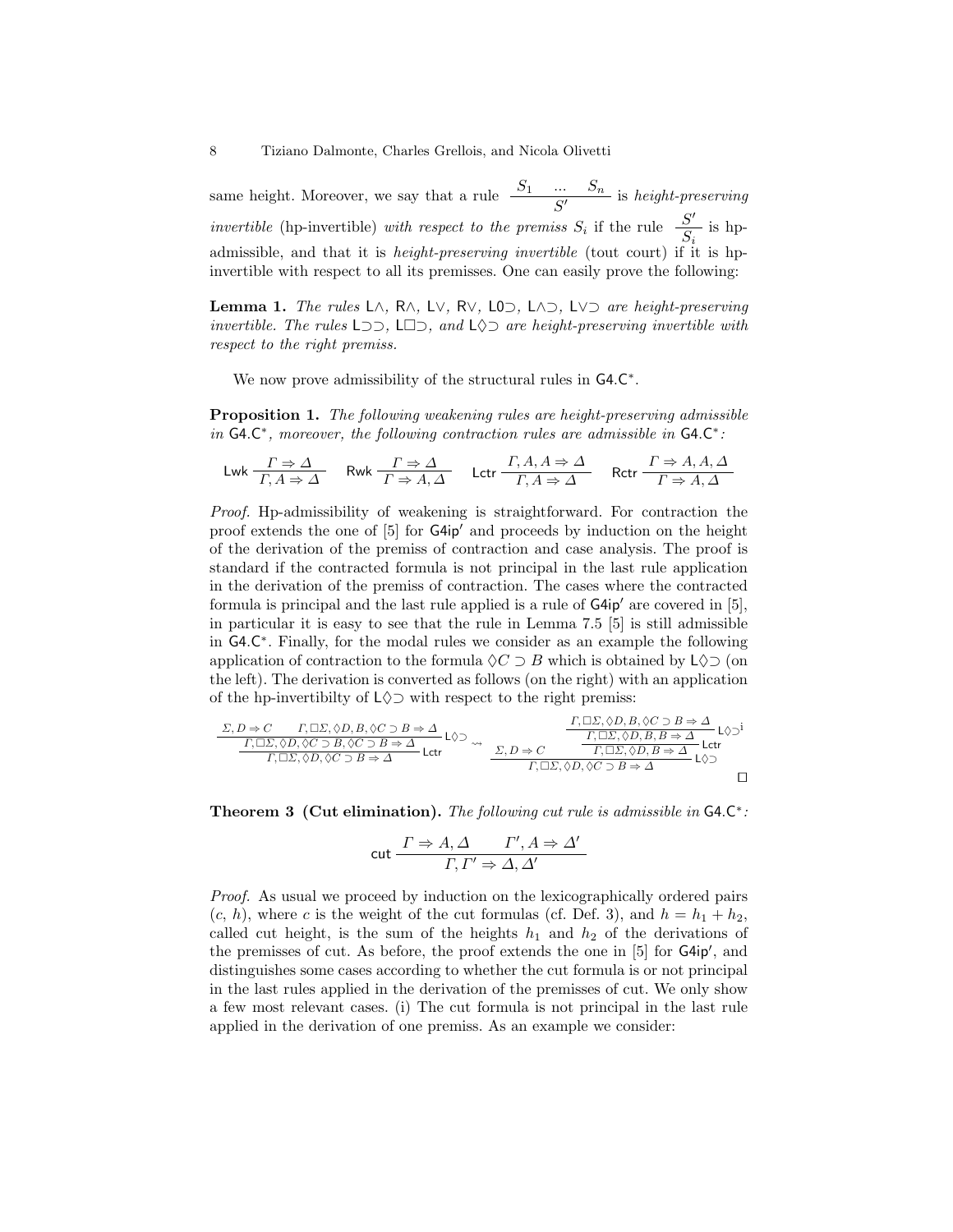same height. Moreover, we say that a rule $\dfrac{S_1 \quad ... \quad S_n}{S'}$ is *height-preserving invertible* (hp-invertible) *with respect to the premiss* $S_i$ if the rule $\dfrac{S'}{S_i}$ is hp-admissible, and that it is *height-preserving invertible* (tout court) if it is hp-invertible with respect to all its premisses. One can easily prove the following:

**Lemma 1.** *The rules* $\mathsf{L}\wedge$*,* $\mathsf{R}\wedge$*,* $\mathsf{L}\vee$*,* $\mathsf{R}\vee$*,* $\mathsf{L0}\supset$*,* $\mathsf{L}\wedge\supset$*,* $\mathsf{L}\vee\supset$ *are height-preserving invertible. The rules* $\mathsf{L}\supset\supset$*,* $\mathsf{L}\Box\supset$*, and* $\mathsf{L}\Diamond\supset$ *are height-preserving invertible with respect to the right premiss.*

We now prove admissibility of the structural rules in $\mathsf{G4.C}^*$.

**Proposition 1.** *The following weakening rules are height-preserving admissible in* $\mathsf{G4.C}^*$*, moreover, the following contraction rules are admissible in* $\mathsf{G4.C}^*$*:*

$$\mathsf{Lwk}\ \frac{\Gamma \Rightarrow \Delta}{\Gamma, A \Rightarrow \Delta} \qquad \mathsf{Rwk}\ \frac{\Gamma \Rightarrow \Delta}{\Gamma \Rightarrow A, \Delta} \qquad \mathsf{Lctr}\ \frac{\Gamma, A, A \Rightarrow \Delta}{\Gamma, A \Rightarrow \Delta} \qquad \mathsf{Rctr}\ \frac{\Gamma \Rightarrow A, A, \Delta}{\Gamma \Rightarrow A, \Delta}$$

*Proof.* Hp-admissibility of weakening is straightforward. For contraction the proof extends the one of [5] for $\mathsf{G4ip}'$ and proceeds by induction on the height of the derivation of the premiss of contraction and case analysis. The proof is standard if the contracted formula is not principal in the last rule application in the derivation of the premiss of contraction. The cases where the contracted formula is principal and the last rule applied is a rule of $\mathsf{G4ip}'$ are covered in [5], in particular it is easy to see that the rule in Lemma 7.5 [5] is still admissible in $\mathsf{G4.C}^*$. Finally, for the modal rules we consider as an example the following application of contraction to the formula $\Diamond C \supset B$ which is obtained by $\mathsf{L}\Diamond\supset$ (on the left). The derivation is converted as follows (on the right) with an application of the hp-invertibilty of $\mathsf{L}\Diamond\supset$ with respect to the right premiss:

$$\dfrac{\dfrac{\Sigma, D \Rightarrow C \qquad \Gamma, \Box\Sigma, \Diamond D, B, \Diamond C \supset B \Rightarrow \Delta}{\Gamma, \Box\Sigma, \Diamond D, \Diamond C \supset B, \Diamond C \supset B \Rightarrow \Delta}\ \mathsf{L}\Diamond\supset}{\Gamma, \Box\Sigma, \Diamond D, \Diamond C \supset B \Rightarrow \Delta}\ \mathsf{Lctr} \quad \rightsquigarrow \quad \dfrac{\Sigma, D \Rightarrow C \qquad \dfrac{\dfrac{\Gamma, \Box\Sigma, \Diamond D, B, \Diamond C \supset B \Rightarrow \Delta}{\Gamma, \Box\Sigma, \Diamond D, B, B \Rightarrow \Delta}\ \mathsf{L}\Diamond\supset^{\mathsf{i}}}{\Gamma, \Box\Sigma, \Diamond D, B \Rightarrow \Delta}\ \mathsf{Lctr}}{\Gamma, \Box\Sigma, \Diamond D, \Diamond C \supset B \Rightarrow \Delta}\ \mathsf{L}\Diamond\supset$$

$\square$

**Theorem 3 (Cut elimination).** *The following cut rule is admissible in* $\mathsf{G4.C}^*$*:*

$$\mathsf{cut}\ \frac{\Gamma \Rightarrow A, \Delta \qquad \Gamma', A \Rightarrow \Delta'}{\Gamma, \Gamma' \Rightarrow \Delta, \Delta'}$$

*Proof.* As usual we proceed by induction on the lexicographically ordered pairs $(c, h)$, where $c$ is the weight of the cut formulas (cf. Def. 3), and $h = h_1 + h_2$, called cut height, is the sum of the heights $h_1$ and $h_2$ of the derivations of the premisses of cut. As before, the proof extends the one in [5] for $\mathsf{G4ip}'$, and distinguishes some cases according to whether the cut formula is or not principal in the last rules applied in the derivation of the premisses of cut. We only show a few most relevant cases. (i) The cut formula is not principal in the last rule applied in the derivation of one premiss. As an example we consider: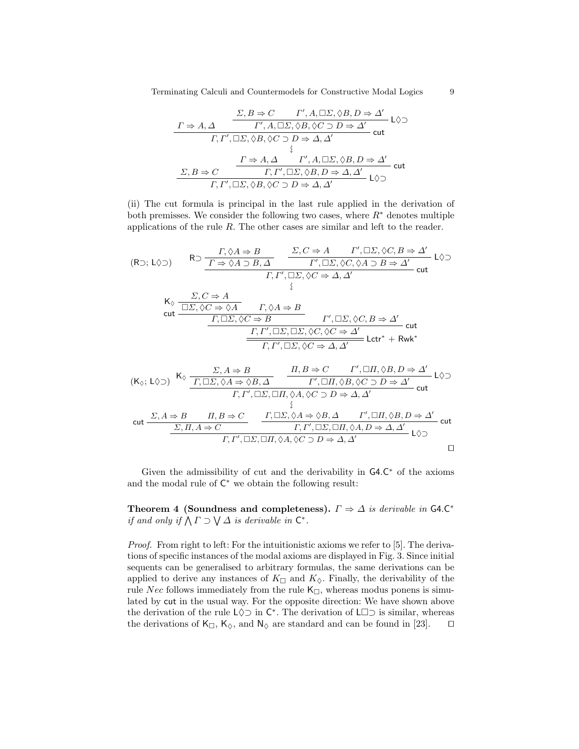$$
\dfrac{\Gamma \Rightarrow A, \Delta \qquad \dfrac{\Sigma, B \Rightarrow C \qquad \Gamma', A, \Box\Sigma, \Diamond B, D \Rightarrow \Delta'}{\Gamma', A, \Box\Sigma, \Diamond B, \Diamond C \supset D \Rightarrow \Delta'}\ \mathsf{L}\Diamond\supset}{\Gamma, \Gamma', \Box\Sigma, \Diamond B, \Diamond C \supset D \Rightarrow \Delta, \Delta'}\ \mathsf{cut}
$$

$$\rightsquigarrow$$

$$
\dfrac{\Sigma, B \Rightarrow C \qquad \dfrac{\Gamma \Rightarrow A, \Delta \qquad \Gamma', A, \Box\Sigma, \Diamond B, D \Rightarrow \Delta'}{\Gamma, \Gamma', \Box\Sigma, \Diamond B, D \Rightarrow \Delta, \Delta'}\ \mathsf{cut}}{\Gamma, \Gamma', \Box\Sigma, \Diamond B, \Diamond C \supset D \Rightarrow \Delta, \Delta'}\ \mathsf{L}\Diamond\supset
$$

(ii) The cut formula is principal in the last rule applied in the derivation of both premisses. We consider the following two cases, where $R^*$ denotes multiple applications of the rule $R$. The other cases are similar and left to the reader.

$(\mathsf{R}\supset; \mathsf{L}\Diamond\supset)$

$$
\dfrac{\mathsf{R}\supset\ \dfrac{\Gamma, \Diamond A \Rightarrow B}{\Gamma \Rightarrow \Diamond A \supset B, \Delta} \qquad \dfrac{\Sigma, C \Rightarrow A \qquad \Gamma', \Box\Sigma, \Diamond C, B \Rightarrow \Delta'}{\Gamma', \Box\Sigma, \Diamond C, \Diamond A \supset B \Rightarrow \Delta'}\ \mathsf{L}\Diamond\supset}{\Gamma, \Gamma', \Box\Sigma, \Diamond C \Rightarrow \Delta, \Delta'}\ \mathsf{cut}
$$

$$\rightsquigarrow$$

$$
\dfrac{\dfrac{\dfrac{\mathsf{cut}\ \dfrac{\mathsf{K}_\Diamond\ \dfrac{\Sigma, C \Rightarrow A}{\Box\Sigma, \Diamond C \Rightarrow \Diamond A} \qquad \Gamma, \Diamond A \Rightarrow B}{\Gamma, \Box\Sigma, \Diamond C \Rightarrow B} \qquad \Gamma', \Box\Sigma, \Diamond C, B \Rightarrow \Delta'}{\Gamma, \Gamma', \Box\Sigma, \Box\Sigma, \Diamond C, \Diamond C \Rightarrow \Delta'}\ \mathsf{cut}}{\Gamma, \Gamma', \Box\Sigma, \Diamond C \Rightarrow \Delta, \Delta'}\ \mathsf{Lctr}^* + \mathsf{Rwk}^*}{}
$$

$(\mathsf{K}_\Diamond; \mathsf{L}\Diamond\supset)$

$$
\dfrac{\mathsf{K}_\Diamond\ \dfrac{\Sigma, A \Rightarrow B}{\Gamma, \Box\Sigma, \Diamond A \Rightarrow \Diamond B, \Delta} \qquad \dfrac{\Pi, B \Rightarrow C \qquad \Gamma', \Box\Pi, \Diamond B, D \Rightarrow \Delta'}{\Gamma', \Box\Pi, \Diamond B, \Diamond C \supset D \Rightarrow \Delta'}\ \mathsf{L}\Diamond\supset}{\Gamma, \Gamma', \Box\Sigma, \Box\Pi, \Diamond A, \Diamond C \supset D \Rightarrow \Delta, \Delta'}\ \mathsf{cut}
$$

$$\rightsquigarrow$$

$$
\dfrac{\mathsf{cut}\ \dfrac{\Sigma, A \Rightarrow B \qquad \Pi, B \Rightarrow C}{\Sigma, \Pi, A \Rightarrow C} \qquad \dfrac{\Gamma, \Box\Sigma, \Diamond A \Rightarrow \Diamond B, \Delta \qquad \Gamma', \Box\Pi, \Diamond B, D \Rightarrow \Delta'}{\Gamma, \Gamma', \Box\Sigma, \Box\Pi, \Diamond A, D \Rightarrow \Delta, \Delta'}\ \mathsf{cut}}{\Gamma, \Gamma', \Box\Sigma, \Box\Pi, \Diamond A, \Diamond C \supset D \Rightarrow \Delta, \Delta'}\ \mathsf{L}\Diamond\supset
$$

□

Given the admissibility of cut and the derivability in $\mathsf{G4.C}^*$ of the axioms and the modal rule of $\mathsf{C}^*$ we obtain the following result:

**Theorem 4 (Soundness and completeness).** *$\Gamma \Rightarrow \Delta$ is derivable in $\mathsf{G4.C}^*$ if and only if $\bigwedge \Gamma \supset \bigvee \Delta$ is derivable in $\mathsf{C}^*$.*

*Proof.* From right to left: For the intuitionistic axioms we refer to [5]. The derivations of specific instances of the modal axioms are displayed in Fig. 3. Since initial sequents can be generalised to arbitrary formulas, the same derivations can be applied to derive any instances of $K_\Box$ and $K_\Diamond$. Finally, the derivability of the rule $Nec$ follows immediately from the rule $\mathsf{K}_\Box$, whereas modus ponens is simulated by cut in the usual way. For the opposite direction: We have shown above the derivation of the rule $\mathsf{L}\Diamond\supset$ in $\mathsf{C}^*$. The derivation of $\mathsf{L}\Box\supset$ is similar, whereas the derivations of $\mathsf{K}_\Box$, $\mathsf{K}_\Diamond$, and $\mathsf{N}_\Diamond$ are standard and can be found in [23]. □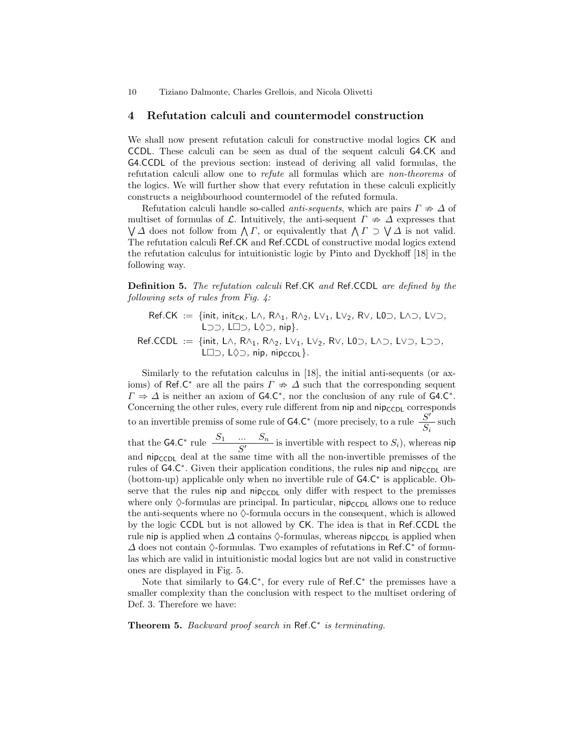## 4 Refutation calculi and countermodel construction

We shall now present refutation calculi for constructive modal logics CK and CCDL. These calculi can be seen as dual of the sequent calculi G4.CK and G4.CCDL of the previous section: instead of deriving all valid formulas, the refutation calculi allow one to *refute* all formulas which are *non-theorems* of the logics. We will further show that every refutation in these calculi explicitly constructs a neighbourhood countermodel of the refuted formula.

Refutation calculi handle so-called *anti-sequents*, which are pairs $\Gamma \not\Rightarrow \Delta$ of multiset of formulas of $\mathcal{L}$. Intuitively, the anti-sequent $\Gamma \not\Rightarrow \Delta$ expresses that $\bigvee \Delta$ does not follow from $\bigwedge \Gamma$, or equivalently that $\bigwedge \Gamma \supset \bigvee \Delta$ is not valid. The refutation calculi Ref.CK and Ref.CCDL of constructive modal logics extend the refutation calculus for intuitionistic logic by Pinto and Dyckhoff [18] in the following way.

**Definition 5.** *The refutation calculi* Ref.CK *and* Ref.CCDL *are defined by the following sets of rules from Fig. 4:*

$$\begin{aligned}
\mathsf{Ref.CK} \;&:=\; \{\mathsf{init},\ \mathsf{init_{CK}},\ \mathsf{L}\wedge,\ \mathsf{R}\wedge_1,\ \mathsf{R}\wedge_2,\ \mathsf{L}\vee_1,\ \mathsf{L}\vee_2,\ \mathsf{R}\vee,\ \mathsf{L0}\supset,\ \mathsf{L}\wedge\supset,\ \mathsf{L}\vee\supset,\\
&\qquad \mathsf{L}\supset\supset,\ \mathsf{L}\Box\supset,\ \mathsf{L}\Diamond\supset,\ \mathsf{nip}\}.\\
\mathsf{Ref.CCDL} \;&:=\; \{\mathsf{init},\ \mathsf{L}\wedge,\ \mathsf{R}\wedge_1,\ \mathsf{R}\wedge_2,\ \mathsf{L}\vee_1,\ \mathsf{L}\vee_2,\ \mathsf{R}\vee,\ \mathsf{L0}\supset,\ \mathsf{L}\wedge\supset,\ \mathsf{L}\vee\supset,\ \mathsf{L}\supset\supset,\\
&\qquad \mathsf{L}\Box\supset,\ \mathsf{L}\Diamond\supset,\ \mathsf{nip},\ \mathsf{nip_{CCDL}}\}.
\end{aligned}$$

Similarly to the refutation calculus in [18], the initial anti-sequents (or axioms) of Ref.C$^*$ are all the pairs $\Gamma \not\Rightarrow \Delta$ such that the corresponding sequent $\Gamma \Rightarrow \Delta$ is neither an axiom of G4.C$^*$, nor the conclusion of any rule of G4.C$^*$. Concerning the other rules, every rule different from nip and $\mathsf{nip_{CCDL}}$ corresponds to an invertible premiss of some rule of G4.C$^*$ (more precisely, to a rule $\dfrac{S'}{S_i}$ such that the G4.C$^*$ rule $\dfrac{S_1 \quad \dots \quad S_n}{S'}$ is invertible with respect to $S_i$), whereas nip and $\mathsf{nip_{CCDL}}$ deal at the same time with all the non-invertible premisses of the rules of G4.C$^*$. Given their application conditions, the rules nip and $\mathsf{nip_{CCDL}}$ are (bottom-up) applicable only when no invertible rule of G4.C$^*$ is applicable. Observe that the rules nip and $\mathsf{nip_{CCDL}}$ only differ with respect to the premisses where only $\Diamond$-formulas are principal. In particular, $\mathsf{nip_{CCDL}}$ allows one to reduce the anti-sequents where no $\Diamond$-formula occurs in the consequent, which is allowed by the logic CCDL but is not allowed by CK. The idea is that in Ref.CCDL the rule nip is applied when $\Delta$ contains $\Diamond$-formulas, whereas $\mathsf{nip_{CCDL}}$ is applied when $\Delta$ does not contain $\Diamond$-formulas. Two examples of refutations in Ref.C$^*$ of formulas which are valid in intuitionistic modal logics but are not valid in constructive ones are displayed in Fig. 5.

Note that similarly to G4.C$^*$, for every rule of Ref.C$^*$ the premisses have a smaller complexity than the conclusion with respect to the multiset ordering of Def. 3. Therefore we have:

**Theorem 5.** *Backward proof search in* Ref.C$^*$ *is terminating.*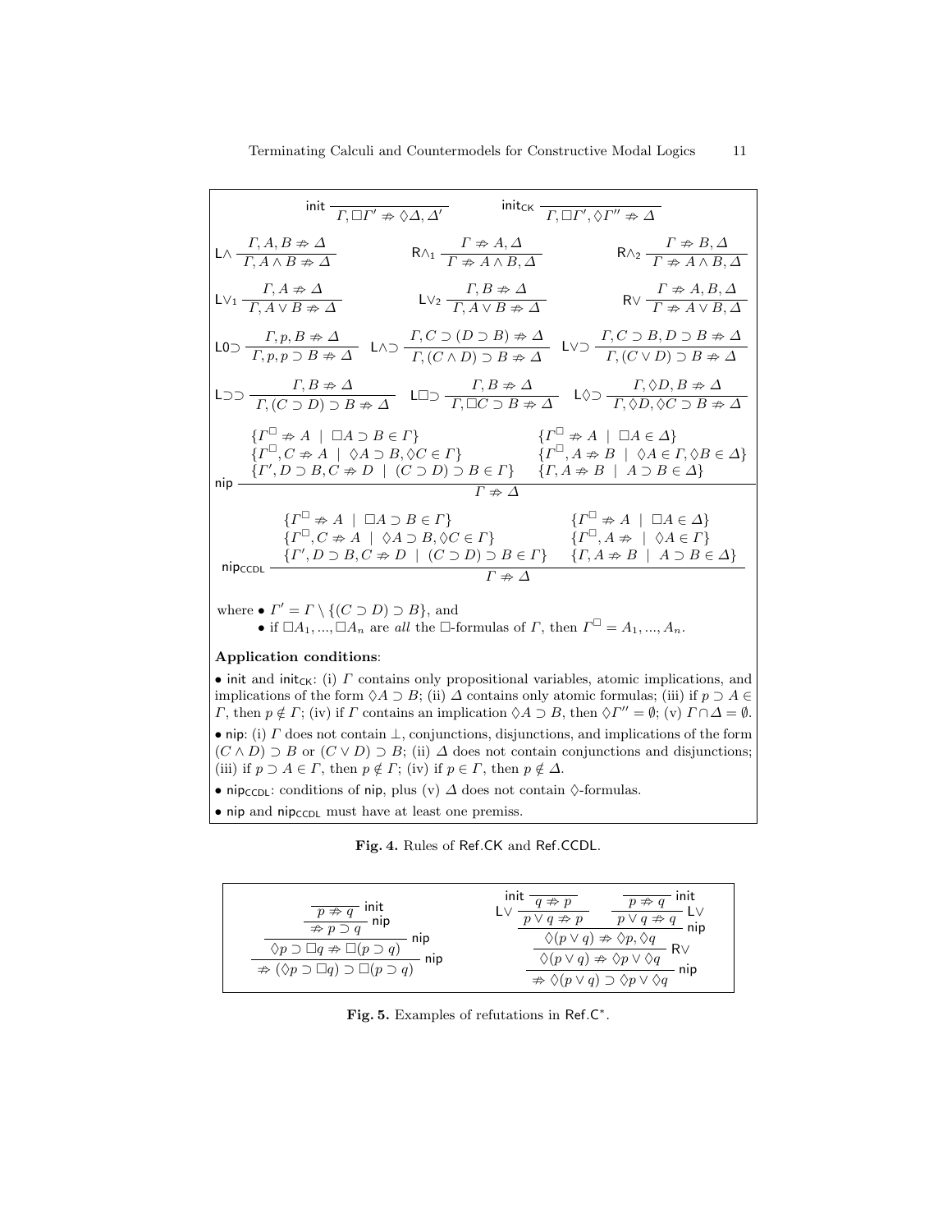$$\mathsf{init}\ \frac{}{\Gamma, \Box\Gamma' \not\Rightarrow \Diamond\Delta, \Delta'} \qquad \mathsf{init}_{\mathsf{CK}}\ \frac{}{\Gamma, \Box\Gamma', \Diamond\Gamma'' \not\Rightarrow \Delta}$$

$$\mathsf{L}\wedge\ \frac{\Gamma, A, B \not\Rightarrow \Delta}{\Gamma, A \wedge B \not\Rightarrow \Delta} \qquad \mathsf{R}\wedge_1\ \frac{\Gamma \not\Rightarrow A, \Delta}{\Gamma \not\Rightarrow A \wedge B, \Delta} \qquad \mathsf{R}\wedge_2\ \frac{\Gamma \not\Rightarrow B, \Delta}{\Gamma \not\Rightarrow A \wedge B, \Delta}$$

$$\mathsf{L}\vee_1\ \frac{\Gamma, A \not\Rightarrow \Delta}{\Gamma, A \vee B \not\Rightarrow \Delta} \qquad \mathsf{L}\vee_2\ \frac{\Gamma, B \not\Rightarrow \Delta}{\Gamma, A \vee B \not\Rightarrow \Delta} \qquad \mathsf{R}\vee\ \frac{\Gamma \not\Rightarrow A, B, \Delta}{\Gamma \not\Rightarrow A \vee B, \Delta}$$

$$\mathsf{L0}\supset\ \frac{\Gamma, p, B \not\Rightarrow \Delta}{\Gamma, p, p \supset B \not\Rightarrow \Delta} \quad \mathsf{L}\wedge\supset\ \frac{\Gamma, C \supset (D \supset B) \not\Rightarrow \Delta}{\Gamma, (C \wedge D) \supset B \not\Rightarrow \Delta} \quad \mathsf{L}\vee\supset\ \frac{\Gamma, C \supset B, D \supset B \not\Rightarrow \Delta}{\Gamma, (C \vee D) \supset B \not\Rightarrow \Delta}$$

$$\mathsf{L}\supset\supset\ \frac{\Gamma, B \not\Rightarrow \Delta}{\Gamma, (C \supset D) \supset B \not\Rightarrow \Delta} \quad \mathsf{L}\Box\supset\ \frac{\Gamma, B \not\Rightarrow \Delta}{\Gamma, \Box C \supset B \not\Rightarrow \Delta} \quad \mathsf{L}\Diamond\supset\ \frac{\Gamma, \Diamond D, B \not\Rightarrow \Delta}{\Gamma, \Diamond D, \Diamond C \supset B \not\Rightarrow \Delta}$$

$$\mathsf{nip}\ \frac{\begin{array}{ll} \{\Gamma^\Box \not\Rightarrow A \mid \Box A \supset B \in \Gamma\} & \{\Gamma^\Box \not\Rightarrow A \mid \Box A \in \Delta\} \\ \{\Gamma^\Box, C \not\Rightarrow A \mid \Diamond A \supset B, \Diamond C \in \Gamma\} & \{\Gamma^\Box, A \not\Rightarrow B \mid \Diamond A \in \Gamma, \Diamond B \in \Delta\} \\ \{\Gamma', D \supset B, C \not\Rightarrow D \mid (C \supset D) \supset B \in \Gamma\} & \{\Gamma, A \not\Rightarrow B \mid A \supset B \in \Delta\} \end{array}}{\Gamma \not\Rightarrow \Delta}$$

$$\mathsf{nip}_{\mathsf{CCDL}}\ \frac{\begin{array}{ll} \{\Gamma^\Box \not\Rightarrow A \mid \Box A \supset B \in \Gamma\} & \{\Gamma^\Box \not\Rightarrow A \mid \Box A \in \Delta\} \\ \{\Gamma^\Box, C \not\Rightarrow A \mid \Diamond A \supset B, \Diamond C \in \Gamma\} & \{\Gamma^\Box, A \not\Rightarrow \ \mid \Diamond A \in \Gamma\} \\ \{\Gamma', D \supset B, C \not\Rightarrow D \mid (C \supset D) \supset B \in \Gamma\} & \{\Gamma, A \not\Rightarrow B \mid A \supset B \in \Delta\} \end{array}}{\Gamma \not\Rightarrow \Delta}$$

where • $\Gamma' = \Gamma \setminus \{(C \supset D) \supset B\}$, and
• if $\Box A_1, ..., \Box A_n$ are *all* the $\Box$-formulas of $\Gamma$, then $\Gamma^\Box = A_1, ..., A_n$.

**Application conditions**:

• init and $\mathsf{init}_{\mathsf{CK}}$: (i) $\Gamma$ contains only propositional variables, atomic implications, and implications of the form $\Diamond A \supset B$; (ii) $\Delta$ contains only atomic formulas; (iii) if $p \supset A \in \Gamma$, then $p \notin \Gamma$; (iv) if $\Gamma$ contains an implication $\Diamond A \supset B$, then $\Diamond\Gamma'' = \emptyset$; (v) $\Gamma \cap \Delta = \emptyset$.

• nip: (i) $\Gamma$ does not contain $\bot$, conjunctions, disjunctions, and implications of the form $(C \wedge D) \supset B$ or $(C \vee D) \supset B$; (ii) $\Delta$ does not contain conjunctions and disjunctions; (iii) if $p \supset A \in \Gamma$, then $p \notin \Gamma$; (iv) if $p \in \Gamma$, then $p \notin \Delta$.

• $\mathsf{nip}_{\mathsf{CCDL}}$: conditions of nip, plus (v) $\Delta$ does not contain $\Diamond$-formulas.

• nip and $\mathsf{nip}_{\mathsf{CCDL}}$ must have at least one premiss.

**Fig. 4.** Rules of Ref.CK and Ref.CCDL.

$$\cfrac{\cfrac{\cfrac{\cfrac{}{p \not\Rightarrow q}\ \mathsf{init}}{\not\Rightarrow p \supset q}\ \mathsf{nip}}{\Diamond p \supset \Box q \not\Rightarrow \Box(p \supset q)}\ \mathsf{nip}}{\not\Rightarrow (\Diamond p \supset \Box q) \supset \Box(p \supset q)}\ \mathsf{nip}$$

$$\cfrac{\cfrac{\cfrac{\cfrac{\cfrac{}{q \not\Rightarrow p}\ \mathsf{init}}{p \vee q \not\Rightarrow p}\ \mathsf{L}\vee \qquad \cfrac{\cfrac{}{p \not\Rightarrow q}\ \mathsf{init}}{p \vee q \not\Rightarrow q}\ \mathsf{L}\vee}{\Diamond(p \vee q) \not\Rightarrow \Diamond p, \Diamond q}\ \mathsf{nip}}{\Diamond(p \vee q) \not\Rightarrow \Diamond p \vee \Diamond q}\ \mathsf{R}\vee}{\not\Rightarrow \Diamond(p \vee q) \supset \Diamond p \vee \Diamond q}\ \mathsf{nip}$$

**Fig. 5.** Examples of refutations in Ref.C*.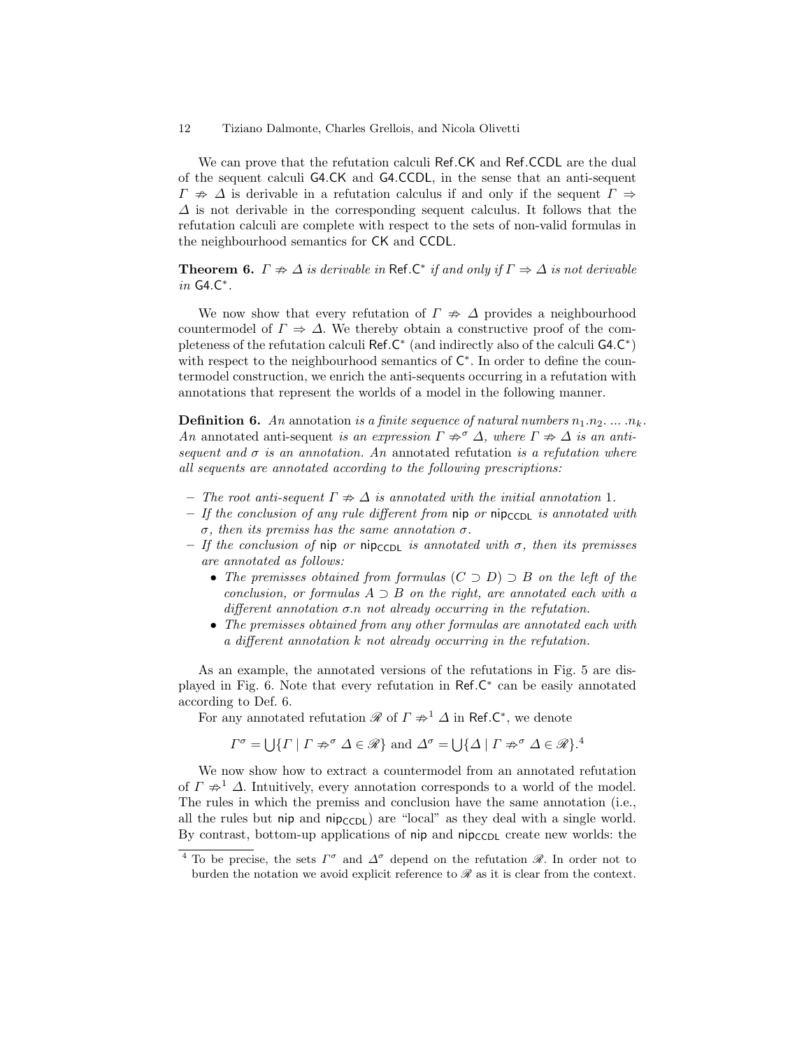We can prove that the refutation calculi Ref.CK and Ref.CCDL are the dual of the sequent calculi G4.CK and G4.CCDL, in the sense that an anti-sequent $\Gamma \not\Rightarrow \Delta$ is derivable in a refutation calculus if and only if the sequent $\Gamma \Rightarrow \Delta$ is not derivable in the corresponding sequent calculus. It follows that the refutation calculi are complete with respect to the sets of non-valid formulas in the neighbourhood semantics for CK and CCDL.

**Theorem 6.** *$\Gamma \not\Rightarrow \Delta$ is derivable in $\mathsf{Ref.C}^*$ if and only if $\Gamma \Rightarrow \Delta$ is not derivable in $\mathsf{G4.C}^*$.*

We now show that every refutation of $\Gamma \not\Rightarrow \Delta$ provides a neighbourhood countermodel of $\Gamma \Rightarrow \Delta$. We thereby obtain a constructive proof of the completeness of the refutation calculi $\mathsf{Ref.C}^*$ (and indirectly also of the calculi $\mathsf{G4.C}^*$) with respect to the neighbourhood semantics of $\mathsf{C}^*$. In order to define the countermodel construction, we enrich the anti-sequents occurring in a refutation with annotations that represent the worlds of a model in the following manner.

**Definition 6.** *An* annotation *is a finite sequence of natural numbers $n_1.n_2. \dots .n_k$. An* annotated anti-sequent *is an expression $\Gamma \not\Rightarrow^\sigma \Delta$, where $\Gamma \not\Rightarrow \Delta$ is an anti-sequent and $\sigma$ is an annotation. An* annotated refutation *is a refutation where all sequents are annotated according to the following prescriptions:*

- *The root anti-sequent $\Gamma \not\Rightarrow \Delta$ is annotated with the initial annotation 1.*
- *If the conclusion of any rule different from* nip *or* $\mathsf{nip}_{\mathsf{CCDL}}$ *is annotated with $\sigma$, then its premiss has the same annotation $\sigma$.*
- *If the conclusion of* nip *or* $\mathsf{nip}_{\mathsf{CCDL}}$ *is annotated with $\sigma$, then its premisses are annotated as follows:*
  - *The premisses obtained from formulas $(C \supset D) \supset B$ on the left of the conclusion, or formulas $A \supset B$ on the right, are annotated each with a different annotation $\sigma.n$ not already occurring in the refutation.*
  - *The premisses obtained from any other formulas are annotated each with a different annotation $k$ not already occurring in the refutation.*

As an example, the annotated versions of the refutations in Fig. 5 are displayed in Fig. 6. Note that every refutation in $\mathsf{Ref.C}^*$ can be easily annotated according to Def. 6.

For any annotated refutation $\mathscr{R}$ of $\Gamma \not\Rightarrow^1 \Delta$ in $\mathsf{Ref.C}^*$, we denote

$$\Gamma^\sigma = \bigcup\{\Gamma \mid \Gamma \not\Rightarrow^\sigma \Delta \in \mathscr{R}\} \text{ and } \Delta^\sigma = \bigcup\{\Delta \mid \Gamma \not\Rightarrow^\sigma \Delta \in \mathscr{R}\}.[4]$$

We now show how to extract a countermodel from an annotated refutation of $\Gamma \not\Rightarrow^1 \Delta$. Intuitively, every annotation corresponds to a world of the model. The rules in which the premiss and conclusion have the same annotation (i.e., all the rules but nip and $\mathsf{nip}_{\mathsf{CCDL}}$) are "local" as they deal with a single world. By contrast, bottom-up applications of nip and $\mathsf{nip}_{\mathsf{CCDL}}$ create new worlds: the

[4] To be precise, the sets $\Gamma^\sigma$ and $\Delta^\sigma$ depend on the refutation $\mathscr{R}$. In order not to burden the notation we avoid explicit reference to $\mathscr{R}$ as it is clear from the context.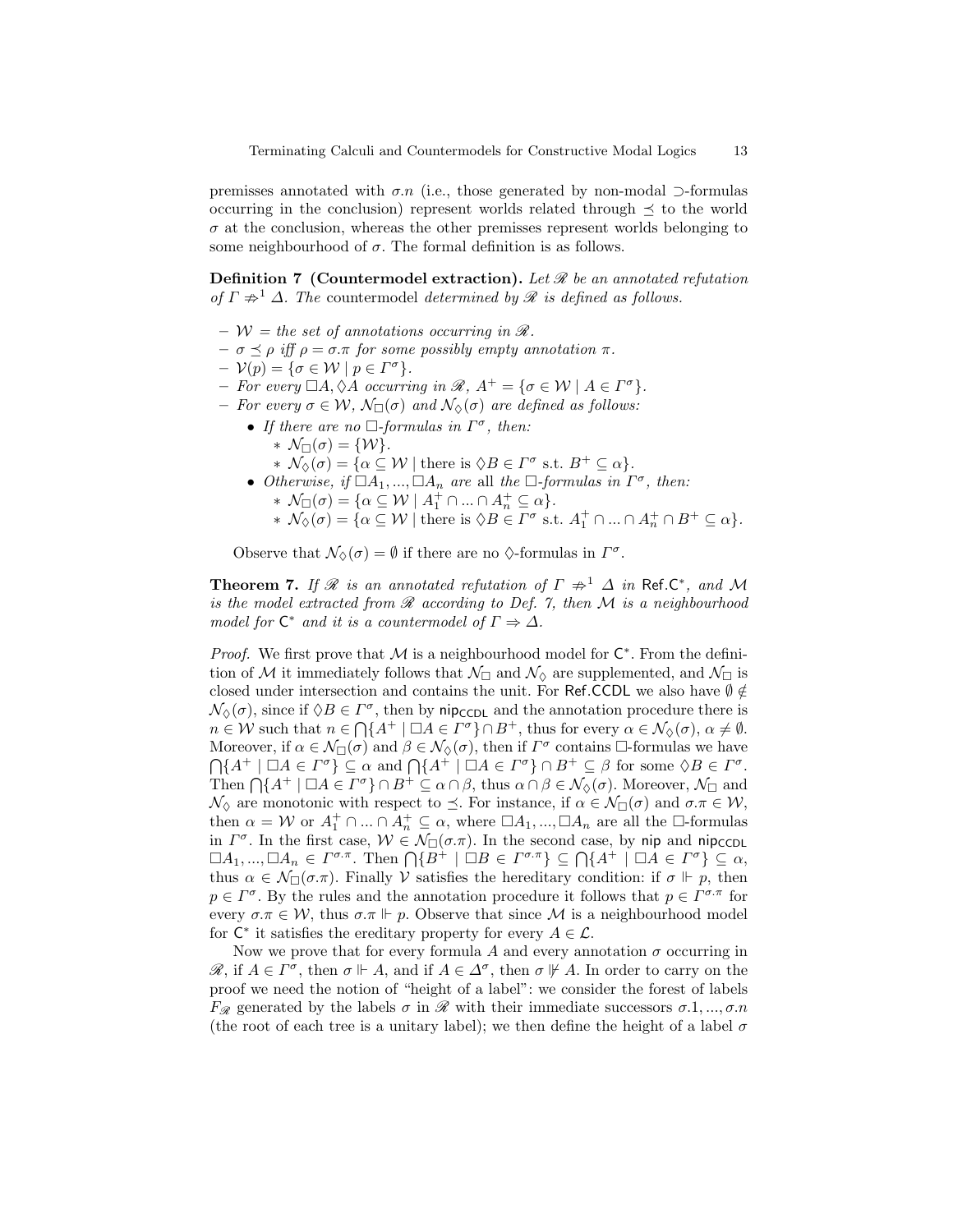premisses annotated with $\sigma.n$ (i.e., those generated by non-modal $\supset$-formulas occurring in the conclusion) represent worlds related through $\preceq$ to the world $\sigma$ at the conclusion, whereas the other premisses represent worlds belonging to some neighbourhood of $\sigma$. The formal definition is as follows.

**Definition 7 (Countermodel extraction).** *Let $\mathscr{R}$ be an annotated refutation of $\Gamma \not\Rightarrow^1 \Delta$. The* countermodel *determined by $\mathscr{R}$ is defined as follows.*

- $\mathcal{W}$ *= the set of annotations occurring in $\mathscr{R}$.*
- $\sigma \preceq \rho$ *iff $\rho = \sigma.\pi$ for some possibly empty annotation $\pi$.*
- $\mathcal{V}(p) = \{\sigma \in \mathcal{W} \mid p \in \Gamma^\sigma\}$.
- *For every $\Box A, \Diamond A$ occurring in $\mathscr{R}$, $A^+ = \{\sigma \in \mathcal{W} \mid A \in \Gamma^\sigma\}$.*
- *For every $\sigma \in \mathcal{W}$, $\mathcal{N}_\Box(\sigma)$ and $\mathcal{N}_\Diamond(\sigma)$ are defined as follows:*
  - *If there are no $\Box$-formulas in $\Gamma^\sigma$, then:*
    - $\mathcal{N}_\Box(\sigma) = \{\mathcal{W}\}$.
    - $\mathcal{N}_\Diamond(\sigma) = \{\alpha \subseteq \mathcal{W} \mid \text{there is } \Diamond B \in \Gamma^\sigma \text{ s.t. } B^+ \subseteq \alpha\}$.
  - *Otherwise, if $\Box A_1, ..., \Box A_n$ are* all *the $\Box$-formulas in $\Gamma^\sigma$, then:*
    - $\mathcal{N}_\Box(\sigma) = \{\alpha \subseteq \mathcal{W} \mid A_1^+ \cap ... \cap A_n^+ \subseteq \alpha\}$.
    - $\mathcal{N}_\Diamond(\sigma) = \{\alpha \subseteq \mathcal{W} \mid \text{there is } \Diamond B \in \Gamma^\sigma \text{ s.t. } A_1^+ \cap ... \cap A_n^+ \cap B^+ \subseteq \alpha\}$.

Observe that $\mathcal{N}_\Diamond(\sigma) = \emptyset$ if there are no $\Diamond$-formulas in $\Gamma^\sigma$.

**Theorem 7.** *If $\mathscr{R}$ is an annotated refutation of $\Gamma \not\Rightarrow^1 \Delta$ in* Ref.C$^*$*, and $\mathcal{M}$ is the model extracted from $\mathscr{R}$ according to Def. 7, then $\mathcal{M}$ is a neighbourhood model for* C$^*$ *and it is a countermodel of $\Gamma \Rightarrow \Delta$.*

*Proof.* We first prove that $\mathcal{M}$ is a neighbourhood model for C$^*$. From the definition of $\mathcal{M}$ it immediately follows that $\mathcal{N}_\Box$ and $\mathcal{N}_\Diamond$ are supplemented, and $\mathcal{N}_\Box$ is closed under intersection and contains the unit. For Ref.CCDL we also have $\emptyset \notin \mathcal{N}_\Diamond(\sigma)$, since if $\Diamond B \in \Gamma^\sigma$, then by nip$_{\mathsf{CCDL}}$ and the annotation procedure there is $n \in \mathcal{W}$ such that $n \in \bigcap\{A^+ \mid \Box A \in \Gamma^\sigma\} \cap B^+$, thus for every $\alpha \in \mathcal{N}_\Diamond(\sigma)$, $\alpha \neq \emptyset$. Moreover, if $\alpha \in \mathcal{N}_\Box(\sigma)$ and $\beta \in \mathcal{N}_\Diamond(\sigma)$, then if $\Gamma^\sigma$ contains $\Box$-formulas we have $\bigcap\{A^+ \mid \Box A \in \Gamma^\sigma\} \subseteq \alpha$ and $\bigcap\{A^+ \mid \Box A \in \Gamma^\sigma\} \cap B^+ \subseteq \beta$ for some $\Diamond B \in \Gamma^\sigma$. Then $\bigcap\{A^+ \mid \Box A \in \Gamma^\sigma\} \cap B^+ \subseteq \alpha \cap \beta$, thus $\alpha \cap \beta \in \mathcal{N}_\Diamond(\sigma)$. Moreover, $\mathcal{N}_\Box$ and $\mathcal{N}_\Diamond$ are monotonic with respect to $\preceq$. For instance, if $\alpha \in \mathcal{N}_\Box(\sigma)$ and $\sigma.\pi \in \mathcal{W}$, then $\alpha = \mathcal{W}$ or $A_1^+ \cap ... \cap A_n^+ \subseteq \alpha$, where $\Box A_1, ..., \Box A_n$ are all the $\Box$-formulas in $\Gamma^\sigma$. In the first case, $\mathcal{W} \in \mathcal{N}_\Box(\sigma.\pi)$. In the second case, by nip and nip$_{\mathsf{CCDL}}$ $\Box A_1, ..., \Box A_n \in \Gamma^{\sigma.\pi}$. Then $\bigcap\{B^+ \mid \Box B \in \Gamma^{\sigma.\pi}\} \subseteq \bigcap\{A^+ \mid \Box A \in \Gamma^\sigma\} \subseteq \alpha$, thus $\alpha \in \mathcal{N}_\Box(\sigma.\pi)$. Finally $\mathcal{V}$ satisfies the hereditary condition: if $\sigma \Vdash p$, then $p \in \Gamma^\sigma$. By the rules and the annotation procedure it follows that $p \in \Gamma^{\sigma.\pi}$ for every $\sigma.\pi \in \mathcal{W}$, thus $\sigma.\pi \Vdash p$. Observe that since $\mathcal{M}$ is a neighbourhood model for C$^*$ it satisfies the ereditary property for every $A \in \mathcal{L}$.

Now we prove that for every formula $A$ and every annotation $\sigma$ occurring in $\mathscr{R}$, if $A \in \Gamma^\sigma$, then $\sigma \Vdash A$, and if $A \in \Delta^\sigma$, then $\sigma \not\Vdash A$. In order to carry on the proof we need the notion of "height of a label": we consider the forest of labels $F_{\mathscr{R}}$ generated by the labels $\sigma$ in $\mathscr{R}$ with their immediate successors $\sigma.1, ..., \sigma.n$ (the root of each tree is a unitary label); we then define the height of a label $\sigma$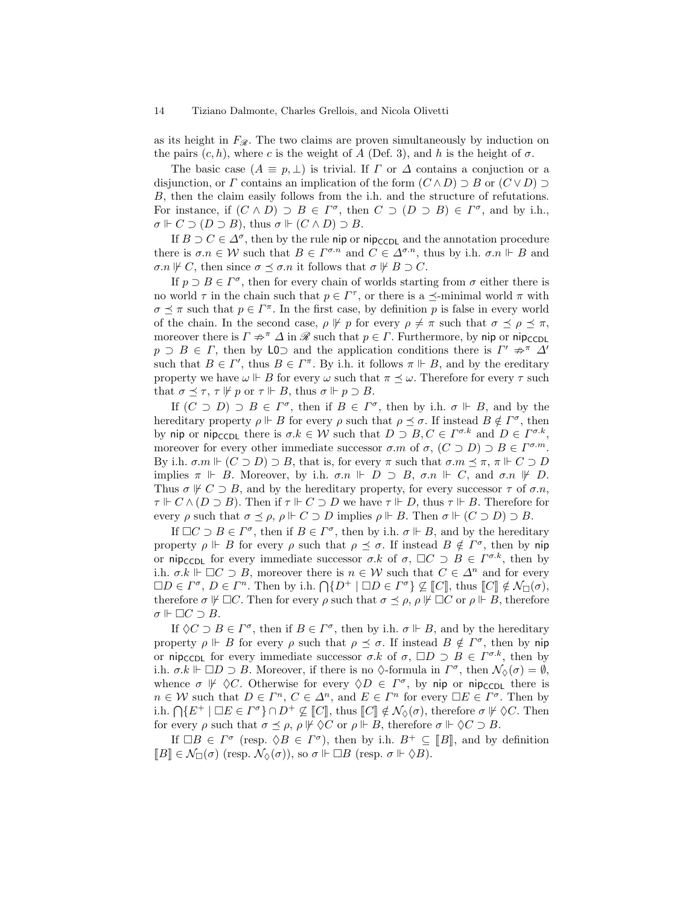as its height in $F_{\mathscr{R}}$. The two claims are proven simultaneously by induction on the pairs $(c, h)$, where $c$ is the weight of $A$ (Def. 3), and $h$ is the height of $\sigma$.

The basic case ($A \equiv p, \bot$) is trivial. If $\Gamma$ or $\Delta$ contains a conjuction or a disjunction, or $\Gamma$ contains an implication of the form $(C \wedge D) \supset B$ or $(C \vee D) \supset B$, then the claim easily follows from the i.h. and the structure of refutations. For instance, if $(C \wedge D) \supset B \in \Gamma^\sigma$, then $C \supset (D \supset B) \in \Gamma^\sigma$, and by i.h., $\sigma \Vdash C \supset (D \supset B)$, thus $\sigma \Vdash (C \wedge D) \supset B$.

If $B \supset C \in \Delta^\sigma$, then by the rule $\mathsf{nip}$ or $\mathsf{nip}_{\mathsf{CCDL}}$ and the annotation procedure there is $\sigma.n \in \mathcal{W}$ such that $B \in \Gamma^{\sigma.n}$ and $C \in \Delta^{\sigma.n}$, thus by i.h. $\sigma.n \Vdash B$ and $\sigma.n \nVdash C$, then since $\sigma \preceq \sigma.n$ it follows that $\sigma \nVdash B \supset C$.

If $p \supset B \in \Gamma^\sigma$, then for every chain of worlds starting from $\sigma$ either there is no world $\tau$ in the chain such that $p \in \Gamma^\tau$, or there is a $\preceq$-minimal world $\pi$ with $\sigma \preceq \pi$ such that $p \in \Gamma^\pi$. In the first case, by definition $p$ is false in every world of the chain. In the second case, $\rho \nVdash p$ for every $\rho \neq \pi$ such that $\sigma \preceq \rho \preceq \pi$, moreover there is $\Gamma \not\Rightarrow^\pi \Delta$ in $\mathscr{R}$ such that $p \in \Gamma$. Furthermore, by $\mathsf{nip}$ or $\mathsf{nip}_{\mathsf{CCDL}}$ $p \supset B \in \Gamma$, then by $\mathsf{L0}\supset$ and the application conditions there is $\Gamma' \not\Rightarrow^\pi \Delta'$ such that $B \in \Gamma'$, thus $B \in \Gamma^\pi$. By i.h. it follows $\pi \Vdash B$, and by the ereditary property we have $\omega \Vdash B$ for every $\omega$ such that $\pi \preceq \omega$. Therefore for every $\tau$ such that $\sigma \preceq \tau$, $\tau \nVdash p$ or $\tau \Vdash B$, thus $\sigma \Vdash p \supset B$.

If $(C \supset D) \supset B \in \Gamma^\sigma$, then if $B \in \Gamma^\sigma$, then by i.h. $\sigma \Vdash B$, and by the hereditary property $\rho \Vdash B$ for every $\rho$ such that $\rho \preceq \sigma$. If instead $B \notin \Gamma^\sigma$, then by $\mathsf{nip}$ or $\mathsf{nip}_{\mathsf{CCDL}}$ there is $\sigma.k \in \mathcal{W}$ such that $D \supset B, C \in \Gamma^{\sigma.k}$ and $D \in \Gamma^{\sigma.k}$, moreover for every other immediate successor $\sigma.m$ of $\sigma$, $(C \supset D) \supset B \in \Gamma^{\sigma.m}$. By i.h. $\sigma.m \Vdash (C \supset D) \supset B$, that is, for every $\pi$ such that $\sigma.m \preceq \pi$, $\pi \Vdash C \supset D$ implies $\pi \Vdash B$. Moreover, by i.h. $\sigma.n \Vdash D \supset B$, $\sigma.n \Vdash C$, and $\sigma.n \nVdash D$. Thus $\sigma \nVdash C \supset B$, and by the hereditary property, for every successor $\tau$ of $\sigma.n$, $\tau \Vdash C \wedge (D \supset B)$. Then if $\tau \Vdash C \supset D$ we have $\tau \Vdash D$, thus $\tau \Vdash B$. Therefore for every $\rho$ such that $\sigma \preceq \rho$, $\rho \Vdash C \supset D$ implies $\rho \Vdash B$. Then $\sigma \Vdash (C \supset D) \supset B$.

If $\Box C \supset B \in \Gamma^\sigma$, then if $B \in \Gamma^\sigma$, then by i.h. $\sigma \Vdash B$, and by the hereditary property $\rho \Vdash B$ for every $\rho$ such that $\rho \preceq \sigma$. If instead $B \notin \Gamma^\sigma$, then by $\mathsf{nip}$ or $\mathsf{nip}_{\mathsf{CCDL}}$ for every immediate successor $\sigma.k$ of $\sigma$, $\Box C \supset B \in \Gamma^{\sigma.k}$, then by i.h. $\sigma.k \Vdash \Box C \supset B$, moreover there is $n \in \mathcal{W}$ such that $C \in \Delta^n$ and for every $\Box D \in \Gamma^\sigma$, $D \in \Gamma^n$. Then by i.h. $\bigcap\{D^+ \mid \Box D \in \Gamma^\sigma\} \not\subseteq [\![C]\!]$, thus $[\![C]\!] \notin \mathcal{N}_\Box(\sigma)$, therefore $\sigma \nVdash \Box C$. Then for every $\rho$ such that $\sigma \preceq \rho$, $\rho \nVdash \Box C$ or $\rho \Vdash B$, therefore $\sigma \Vdash \Box C \supset B$.

If $\Diamond C \supset B \in \Gamma^\sigma$, then if $B \in \Gamma^\sigma$, then by i.h. $\sigma \Vdash B$, and by the hereditary property $\rho \Vdash B$ for every $\rho$ such that $\rho \preceq \sigma$. If instead $B \notin \Gamma^\sigma$, then by $\mathsf{nip}$ or $\mathsf{nip}_{\mathsf{CCDL}}$ for every immediate successor $\sigma.k$ of $\sigma$, $\Box D \supset B \in \Gamma^{\sigma.k}$, then by i.h. $\sigma.k \Vdash \Box D \supset B$. Moreover, if there is no $\Diamond$-formula in $\Gamma^\sigma$, then $\mathcal{N}_\Diamond(\sigma) = \emptyset$, whence $\sigma \nVdash \Diamond C$. Otherwise for every $\Diamond D \in \Gamma^\sigma$, by $\mathsf{nip}$ or $\mathsf{nip}_{\mathsf{CCDL}}$ there is $n \in \mathcal{W}$ such that $D \in \Gamma^n$, $C \in \Delta^n$, and $E \in \Gamma^n$ for every $\Box E \in \Gamma^\sigma$. Then by i.h. $\bigcap\{E^+ \mid \Box E \in \Gamma^\sigma\} \cap D^+ \not\subseteq [\![C]\!]$, thus $[\![C]\!] \notin \mathcal{N}_\Diamond(\sigma)$, therefore $\sigma \nVdash \Diamond C$. Then for every $\rho$ such that $\sigma \preceq \rho$, $\rho \nVdash \Diamond C$ or $\rho \Vdash B$, therefore $\sigma \Vdash \Diamond C \supset B$.

If $\Box B \in \Gamma^\sigma$ (resp. $\Diamond B \in \Gamma^\sigma$), then by i.h. $B^+ \subseteq [\![B]\!]$, and by definition $[\![B]\!] \in \mathcal{N}_\Box(\sigma)$ (resp. $\mathcal{N}_\Diamond(\sigma)$), so $\sigma \Vdash \Box B$ (resp. $\sigma \Vdash \Diamond B$).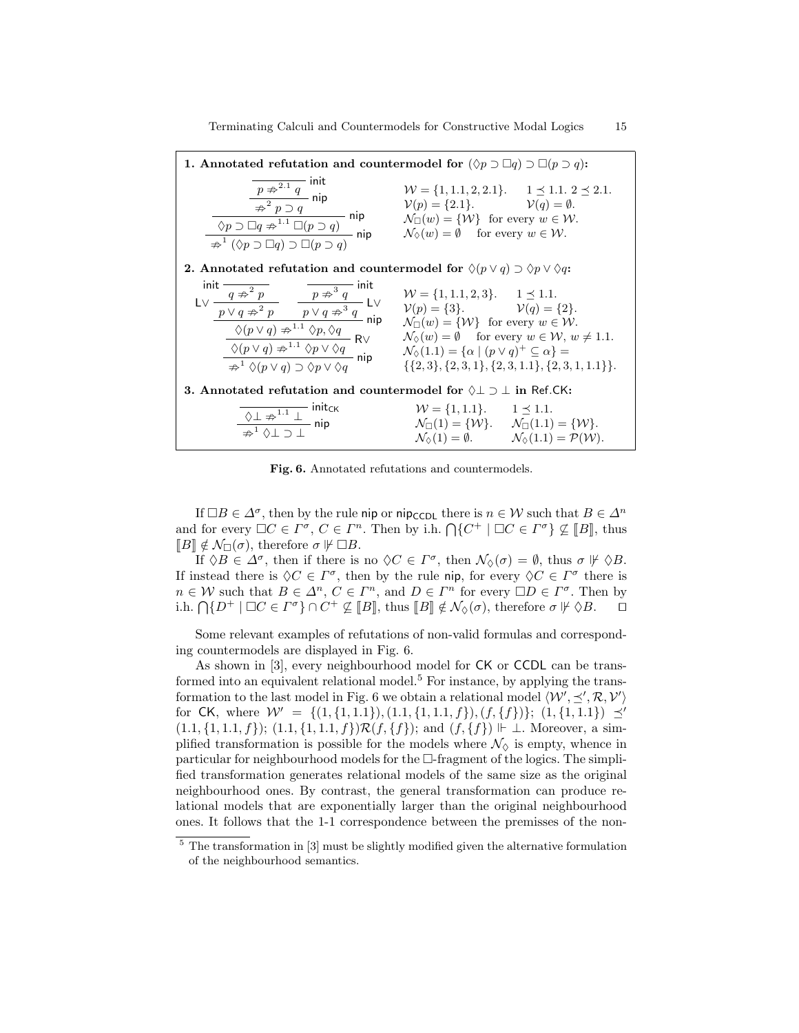**1. Annotated refutation and countermodel for $(\Diamond p \supset \Box q) \supset \Box(p \supset q)$:**

$$
\dfrac{\dfrac{\dfrac{\dfrac{}{p \not\Rightarrow^{2.1} q}\ \mathsf{init}}{\not\Rightarrow^{2} p \supset q}\ \mathsf{nip}}{\Diamond p \supset \Box q \not\Rightarrow^{1.1} \Box(p \supset q)}\ \mathsf{nip}}{\not\Rightarrow^{1} (\Diamond p \supset \Box q) \supset \Box(p \supset q)}\ \mathsf{nip}
$$

$\mathcal{W} = \{1, 1.1, 2, 2.1\}$. $1 \preceq 1.1$. $2 \preceq 2.1$.
$\mathcal{V}(p) = \{2.1\}$. $\mathcal{V}(q) = \emptyset$.
$\mathcal{N}_\Box(w) = \{\mathcal{W}\}$ for every $w \in \mathcal{W}$.
$\mathcal{N}_\Diamond(w) = \emptyset$ for every $w \in \mathcal{W}$.

**2. Annotated refutation and countermodel for $\Diamond(p \vee q) \supset \Diamond p \vee \Diamond q$:**

$$
\dfrac{\dfrac{\dfrac{\dfrac{\dfrac{}{q \not\Rightarrow^{2} p}\ \mathsf{init}}{p \vee q \not\Rightarrow^{2} p}\ \mathsf{L}\vee \qquad \dfrac{\dfrac{}{p \not\Rightarrow^{3} q}\ \mathsf{init}}{p \vee q \not\Rightarrow^{3} q}\ \mathsf{L}\vee}{\Diamond(p \vee q) \not\Rightarrow^{1.1} \Diamond p, \Diamond q}\ \mathsf{nip}}{\Diamond(p \vee q) \not\Rightarrow^{1.1} \Diamond p \vee \Diamond q}\ \mathsf{R}\vee}{\not\Rightarrow^{1} \Diamond(p \vee q) \supset \Diamond p \vee \Diamond q}\ \mathsf{nip}
$$

$\mathcal{W} = \{1, 1.1, 2, 3\}$. $1 \preceq 1.1$.
$\mathcal{V}(p) = \{3\}$. $\mathcal{V}(q) = \{2\}$.
$\mathcal{N}_\Box(w) = \{\mathcal{W}\}$ for every $w \in \mathcal{W}$.
$\mathcal{N}_\Diamond(w) = \emptyset$ for every $w \in \mathcal{W}$, $w \neq 1.1$.
$\mathcal{N}_\Diamond(1.1) = \{\alpha \mid (p \vee q)^+ \subseteq \alpha\} = \{\{2,3\}, \{2,3,1\}, \{2,3,1.1\}, \{2,3,1,1.1\}\}$.

**3. Annotated refutation and countermodel for $\Diamond\bot \supset \bot$ in Ref.CK:**

$$
\dfrac{\dfrac{}{\Diamond\bot \not\Rightarrow^{1.1} \bot}\ \mathsf{init}_{\mathsf{CK}}}{\not\Rightarrow^{1} \Diamond\bot \supset \bot}\ \mathsf{nip}
$$

$\mathcal{W} = \{1, 1.1\}$. $1 \preceq 1.1$.
$\mathcal{N}_\Box(1) = \{\mathcal{W}\}$. $\mathcal{N}_\Box(1.1) = \{\mathcal{W}\}$.
$\mathcal{N}_\Diamond(1) = \emptyset$. $\mathcal{N}_\Diamond(1.1) = \mathcal{P}(\mathcal{W})$.

**Fig. 6.** Annotated refutations and countermodels.

If $\Box B \in \Delta^\sigma$, then by the rule $\mathsf{nip}$ or $\mathsf{nip}_{\mathsf{CCDL}}$ there is $n \in \mathcal{W}$ such that $B \in \Delta^n$ and for every $\Box C \in \Gamma^\sigma$, $C \in \Gamma^n$. Then by i.h. $\bigcap\{C^+ \mid \Box C \in \Gamma^\sigma\} \not\subseteq [\![B]\!]$, thus $[\![B]\!] \notin \mathcal{N}_\Box(\sigma)$, therefore $\sigma \not\Vdash \Box B$.

If $\Diamond B \in \Delta^\sigma$, then if there is no $\Diamond C \in \Gamma^\sigma$, then $\mathcal{N}_\Diamond(\sigma) = \emptyset$, thus $\sigma \not\Vdash \Diamond B$. If instead there is $\Diamond C \in \Gamma^\sigma$, then by the rule $\mathsf{nip}$, for every $\Diamond C \in \Gamma^\sigma$ there is $n \in \mathcal{W}$ such that $B \in \Delta^n$, $C \in \Gamma^n$, and $D \in \Gamma^n$ for every $\Box D \in \Gamma^\sigma$. Then by i.h. $\bigcap\{D^+ \mid \Box C \in \Gamma^\sigma\} \cap C^+ \not\subseteq [\![B]\!]$, thus $[\![B]\!] \notin \mathcal{N}_\Diamond(\sigma)$, therefore $\sigma \not\Vdash \Diamond B$. $\square$

Some relevant examples of refutations of non-valid formulas and corresponding countermodels are displayed in Fig. 6.

As shown in [3], every neighbourhood model for $\mathsf{CK}$ or $\mathsf{CCDL}$ can be transformed into an equivalent relational model.[5] For instance, by applying the transformation to the last model in Fig. 6 we obtain a relational model $\langle \mathcal{W}', \preceq', \mathcal{R}, \mathcal{V}' \rangle$ for $\mathsf{CK}$, where $\mathcal{W}' = \{(1, \{1, 1.1\}), (1.1, \{1, 1.1, f\}), (f, \{f\})\}$; $(1, \{1, 1.1\}) \preceq' (1.1, \{1, 1.1, f\})$; $(1.1, \{1, 1.1, f\})\mathcal{R}(f, \{f\})$; and $(f, \{f\}) \Vdash \bot$. Moreover, a simplified transformation is possible for the models where $\mathcal{N}_\Diamond$ is empty, whence in particular for neighbourhood models for the $\Box$-fragment of the logics. The simplified transformation generates relational models of the same size as the original neighbourhood ones. By contrast, the general transformation can produce relational models that are exponentially larger than the original neighbourhood ones. It follows that the 1-1 correspondence between the premisses of the non-

[5] The transformation in [3] must be slightly modified given the alternative formulation of the neighbourhood semantics.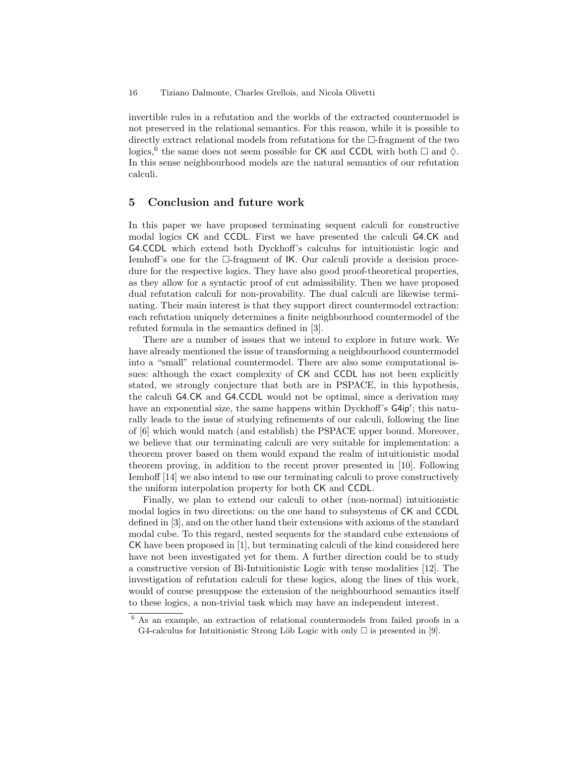invertible rules in a refutation and the worlds of the extracted countermodel is not preserved in the relational semantics. For this reason, while it is possible to directly extract relational models from refutations for the $\Box$-fragment of the two logics,[6] the same does not seem possible for CK and CCDL with both $\Box$ and $\Diamond$. In this sense neighbourhood models are the natural semantics of our refutation calculi.

## 5 Conclusion and future work

In this paper we have proposed terminating sequent calculi for constructive modal logics CK and CCDL. First we have presented the calculi G4.CK and G4.CCDL which extend both Dyckhoff's calculus for intuitionistic logic and Iemhoff's one for the $\Box$-fragment of IK. Our calculi provide a decision procedure for the respective logics. They have also good proof-theoretical properties, as they allow for a syntactic proof of cut admissibility. Then we have proposed dual refutation calculi for non-provability. The dual calculi are likewise terminating. Their main interest is that they support direct countermodel extraction: each refutation uniquely determines a finite neighbourhood countermodel of the refuted formula in the semantics defined in [3].

There are a number of issues that we intend to explore in future work. We have already mentioned the issue of transforming a neighbourhood countermodel into a "small" relational countermodel. There are also some computational issues: although the exact complexity of CK and CCDL has not been explicitly stated, we strongly conjecture that both are in PSPACE, in this hypothesis, the calculi G4.CK and G4.CCDL would not be optimal, since a derivation may have an exponential size, the same happens within Dyckhoff's G4ip′; this naturally leads to the issue of studying refinements of our calculi, following the line of [6] which would match (and establish) the PSPACE upper bound. Moreover, we believe that our terminating calculi are very suitable for implementation: a theorem prover based on them would expand the realm of intuitionistic modal theorem proving, in addition to the recent prover presented in [10]. Following Iemhoff [14] we also intend to use our terminating calculi to prove constructively the uniform interpolation property for both CK and CCDL.

Finally, we plan to extend our calculi to other (non-normal) intuitionistic modal logics in two directions: on the one hand to subsystems of CK and CCDL defined in [3], and on the other hand their extensions with axioms of the standard modal cube. To this regard, nested sequents for the standard cube extensions of CK have been proposed in [1], but terminating calculi of the kind considered here have not been investigated yet for them. A further direction could be to study a constructive version of Bi-Intuitionistic Logic with tense modalities [12]. The investigation of refutation calculi for these logics, along the lines of this work, would of course presuppose the extension of the neighbourhood semantics itself to these logics, a non-trivial task which may have an independent interest.

[6] As an example, an extraction of relational countermodels from failed proofs in a G4-calculus for Intuitionistic Strong Löb Logic with only $\Box$ is presented in [9].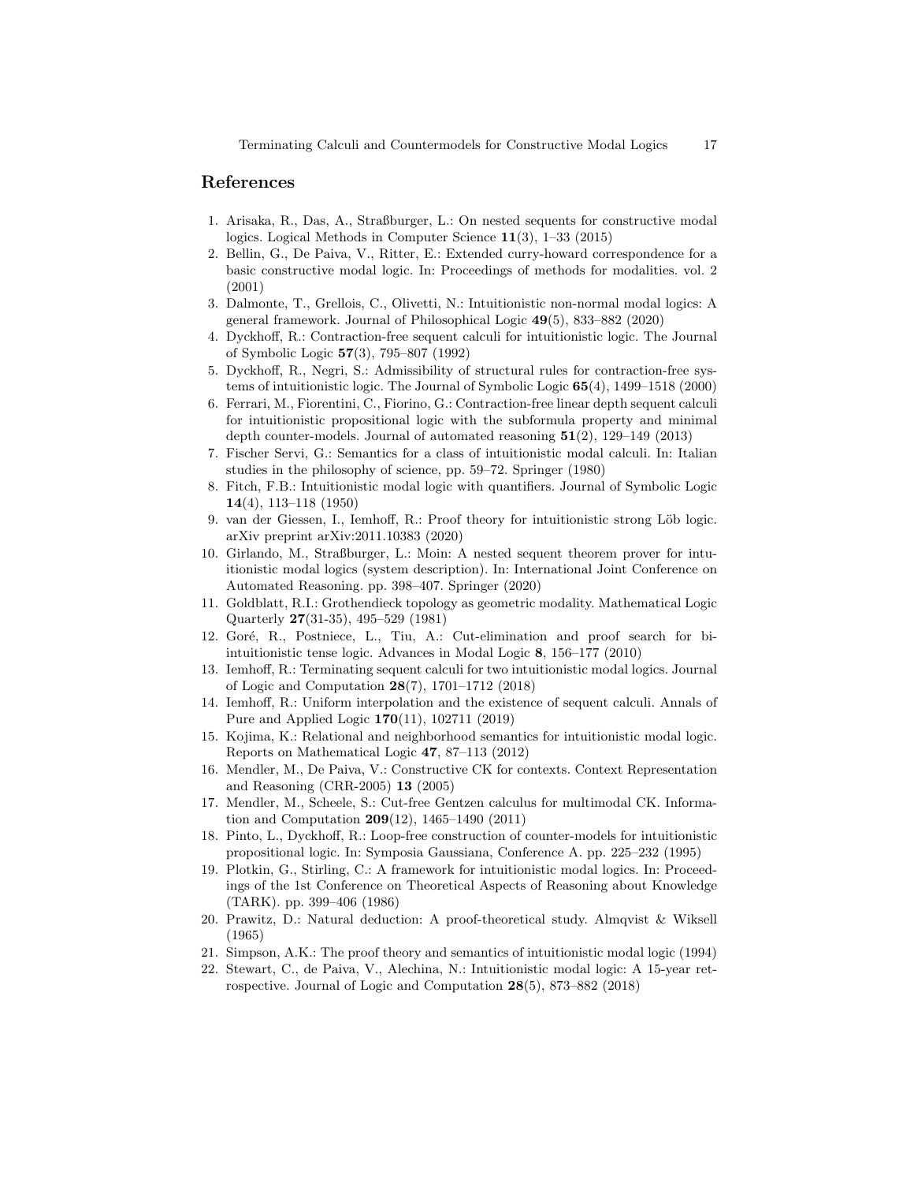## References

1. Arisaka, R., Das, A., Straßburger, L.: On nested sequents for constructive modal logics. Logical Methods in Computer Science **11**(3), 1–33 (2015)
2. Bellin, G., De Paiva, V., Ritter, E.: Extended curry-howard correspondence for a basic constructive modal logic. In: Proceedings of methods for modalities. vol. 2 (2001)
3. Dalmonte, T., Grellois, C., Olivetti, N.: Intuitionistic non-normal modal logics: A general framework. Journal of Philosophical Logic **49**(5), 833–882 (2020)
4. Dyckhoff, R.: Contraction-free sequent calculi for intuitionistic logic. The Journal of Symbolic Logic **57**(3), 795–807 (1992)
5. Dyckhoff, R., Negri, S.: Admissibility of structural rules for contraction-free systems of intuitionistic logic. The Journal of Symbolic Logic **65**(4), 1499–1518 (2000)
6. Ferrari, M., Fiorentini, C., Fiorino, G.: Contraction-free linear depth sequent calculi for intuitionistic propositional logic with the subformula property and minimal depth counter-models. Journal of automated reasoning **51**(2), 129–149 (2013)
7. Fischer Servi, G.: Semantics for a class of intuitionistic modal calculi. In: Italian studies in the philosophy of science, pp. 59–72. Springer (1980)
8. Fitch, F.B.: Intuitionistic modal logic with quantifiers. Journal of Symbolic Logic **14**(4), 113–118 (1950)
9. van der Giessen, I., Iemhoff, R.: Proof theory for intuitionistic strong Löb logic. arXiv preprint arXiv:2011.10383 (2020)
10. Girlando, M., Straßburger, L.: Moin: A nested sequent theorem prover for intuitionistic modal logics (system description). In: International Joint Conference on Automated Reasoning. pp. 398–407. Springer (2020)
11. Goldblatt, R.I.: Grothendieck topology as geometric modality. Mathematical Logic Quarterly **27**(31-35), 495–529 (1981)
12. Goré, R., Postniece, L., Tiu, A.: Cut-elimination and proof search for bi-intuitionistic tense logic. Advances in Modal Logic **8**, 156–177 (2010)
13. Iemhoff, R.: Terminating sequent calculi for two intuitionistic modal logics. Journal of Logic and Computation **28**(7), 1701–1712 (2018)
14. Iemhoff, R.: Uniform interpolation and the existence of sequent calculi. Annals of Pure and Applied Logic **170**(11), 102711 (2019)
15. Kojima, K.: Relational and neighborhood semantics for intuitionistic modal logic. Reports on Mathematical Logic **47**, 87–113 (2012)
16. Mendler, M., De Paiva, V.: Constructive CK for contexts. Context Representation and Reasoning (CRR-2005) **13** (2005)
17. Mendler, M., Scheele, S.: Cut-free Gentzen calculus for multimodal CK. Information and Computation **209**(12), 1465–1490 (2011)
18. Pinto, L., Dyckhoff, R.: Loop-free construction of counter-models for intuitionistic propositional logic. In: Symposia Gaussiana, Conference A. pp. 225–232 (1995)
19. Plotkin, G., Stirling, C.: A framework for intuitionistic modal logics. In: Proceedings of the 1st Conference on Theoretical Aspects of Reasoning about Knowledge (TARK). pp. 399–406 (1986)
20. Prawitz, D.: Natural deduction: A proof-theoretical study. Almqvist & Wiksell (1965)
21. Simpson, A.K.: The proof theory and semantics of intuitionistic modal logic (1994)
22. Stewart, C., de Paiva, V., Alechina, N.: Intuitionistic modal logic: A 15-year retrospective. Journal of Logic and Computation **28**(5), 873–882 (2018)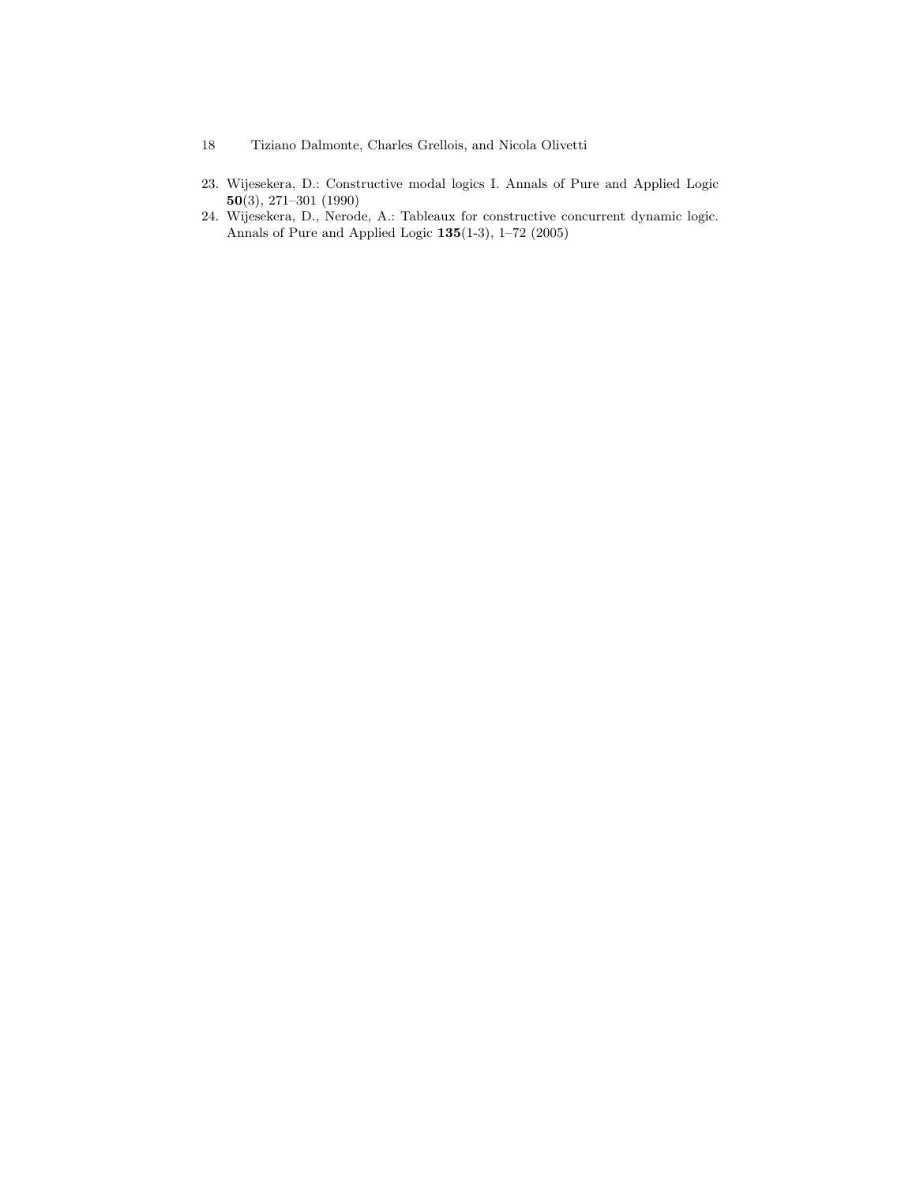23. Wijesekera, D.: Constructive modal logics I. Annals of Pure and Applied Logic **50**(3), 271–301 (1990)
24. Wijesekera, D., Nerode, A.: Tableaux for constructive concurrent dynamic logic. Annals of Pure and Applied Logic **135**(1-3), 1–72 (2005)